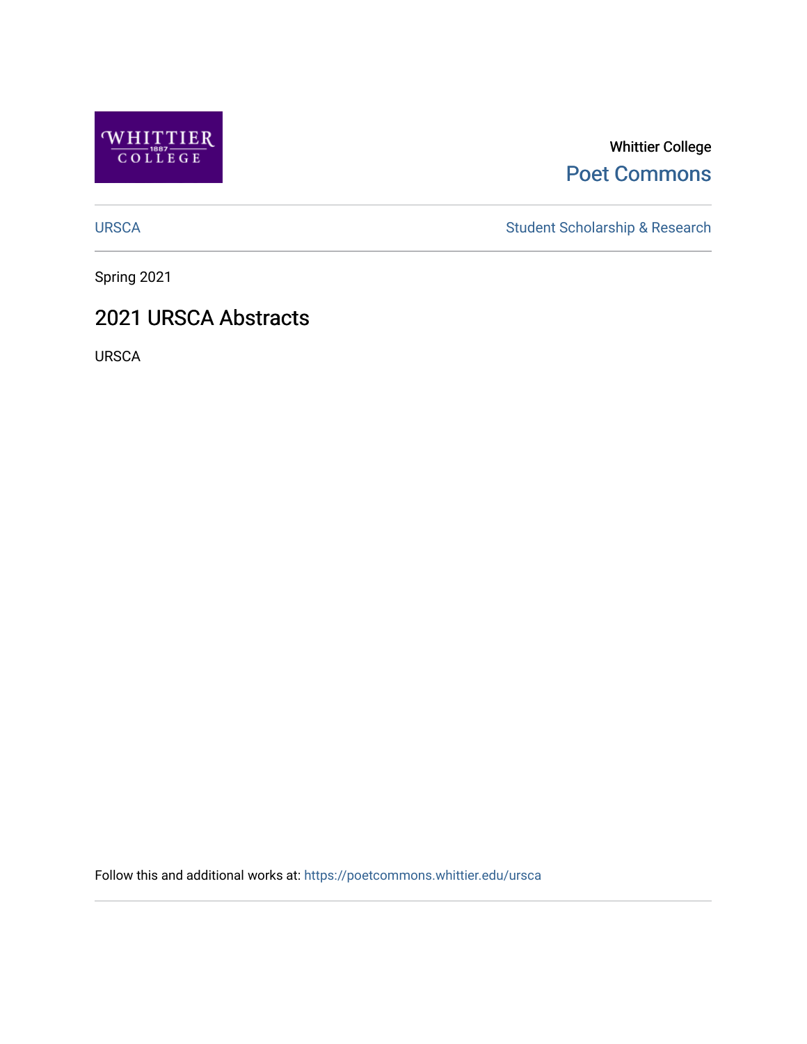Whittier College

Poet Commons

URSCA

Student Scholarship & Research

Spring 2021

# 2021 URSCA Abstracts

URSCA

Follow this and additional works at: https://poetcommons.whittier.edu/ursca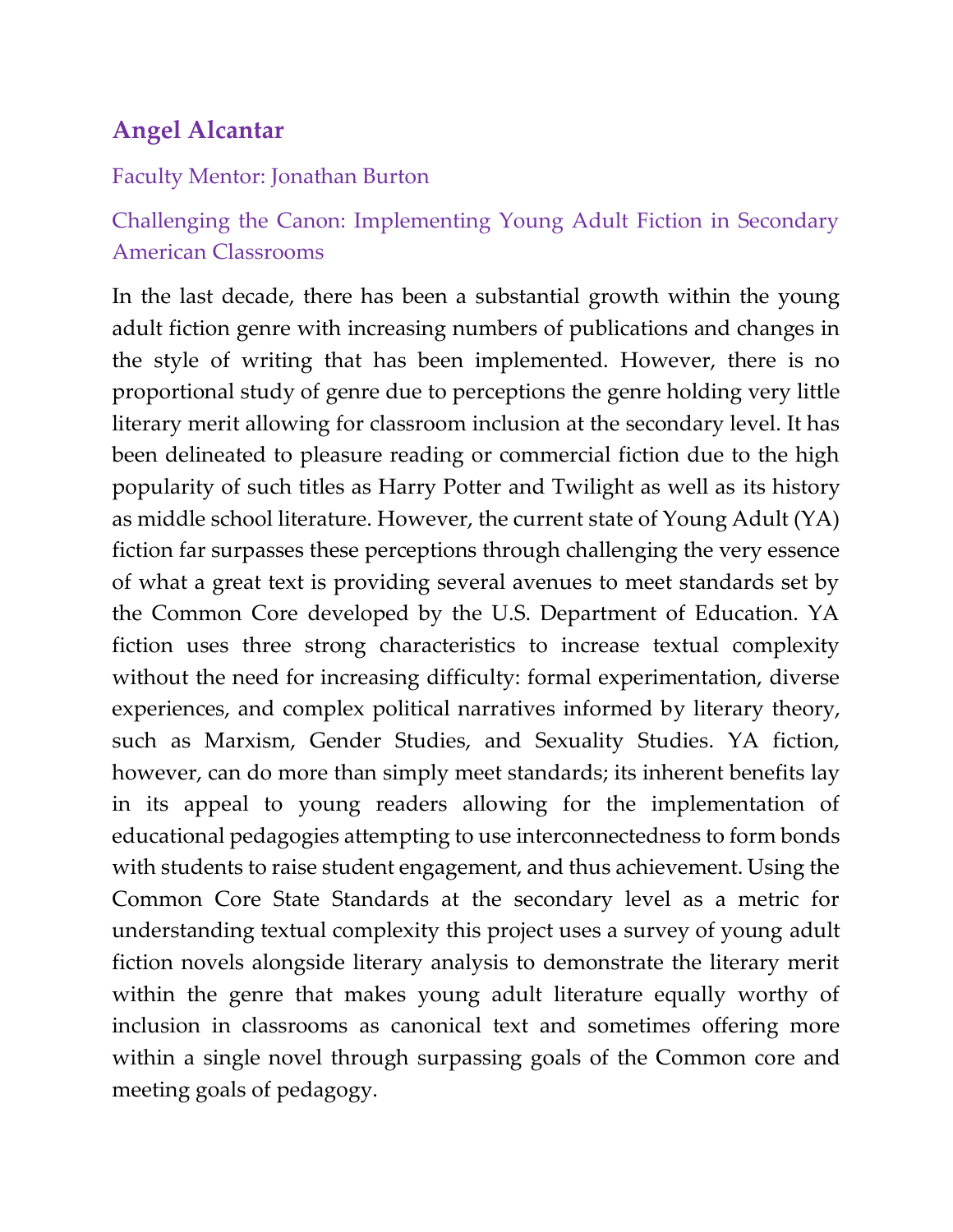## Angel Alcantar

Faculty Mentor: Jonathan Burton

### Challenging the Canon: Implementing Young Adult Fiction in Secondary American Classrooms

In the last decade, there has been a substantial growth within the young adult fiction genre with increasing numbers of publications and changes in the style of writing that has been implemented. However, there is no proportional study of genre due to perceptions the genre holding very little literary merit allowing for classroom inclusion at the secondary level. It has been delineated to pleasure reading or commercial fiction due to the high popularity of such titles as Harry Potter and Twilight as well as its history as middle school literature. However, the current state of Young Adult (YA) fiction far surpasses these perceptions through challenging the very essence of what a great text is providing several avenues to meet standards set by the Common Core developed by the U.S. Department of Education. YA fiction uses three strong characteristics to increase textual complexity without the need for increasing difficulty: formal experimentation, diverse experiences, and complex political narratives informed by literary theory, such as Marxism, Gender Studies, and Sexuality Studies. YA fiction, however, can do more than simply meet standards; its inherent benefits lay in its appeal to young readers allowing for the implementation of educational pedagogies attempting to use interconnectedness to form bonds with students to raise student engagement, and thus achievement. Using the Common Core State Standards at the secondary level as a metric for understanding textual complexity this project uses a survey of young adult fiction novels alongside literary analysis to demonstrate the literary merit within the genre that makes young adult literature equally worthy of inclusion in classrooms as canonical text and sometimes offering more within a single novel through surpassing goals of the Common core and meeting goals of pedagogy.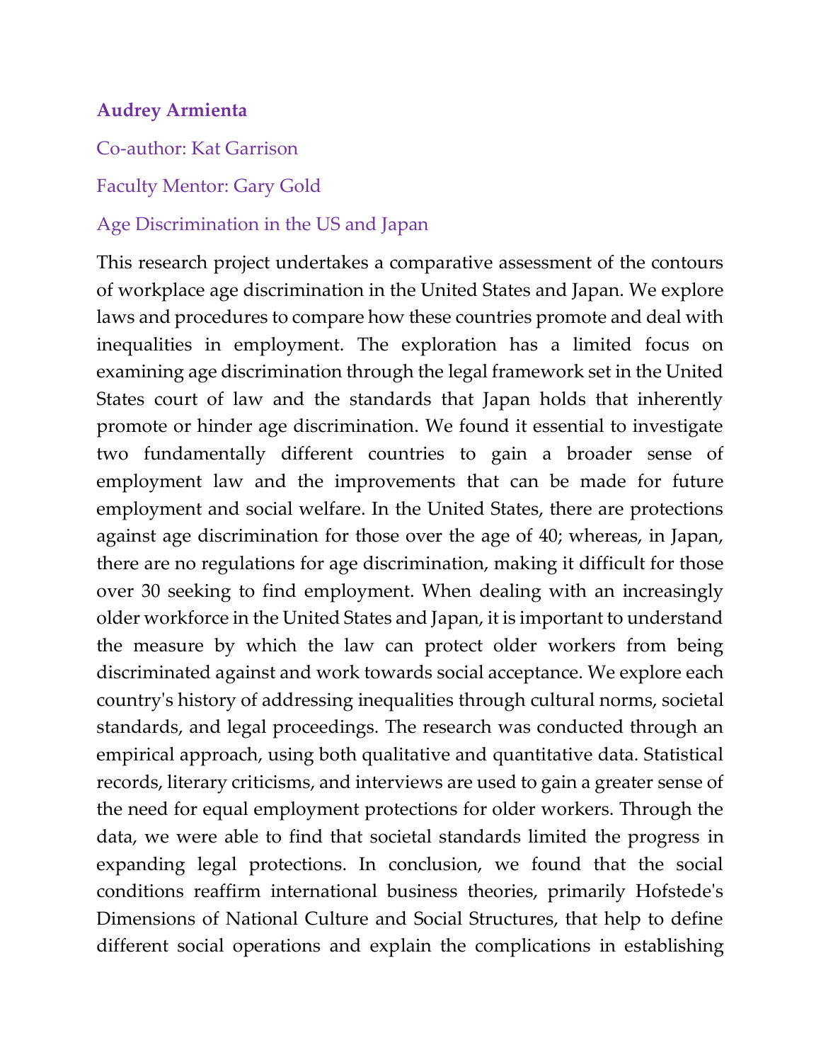**Audrey Armienta**

Co-author: Kat Garrison

Faculty Mentor: Gary Gold

Age Discrimination in the US and Japan

This research project undertakes a comparative assessment of the contours of workplace age discrimination in the United States and Japan. We explore laws and procedures to compare how these countries promote and deal with inequalities in employment. The exploration has a limited focus on examining age discrimination through the legal framework set in the United States court of law and the standards that Japan holds that inherently promote or hinder age discrimination. We found it essential to investigate two fundamentally different countries to gain a broader sense of employment law and the improvements that can be made for future employment and social welfare. In the United States, there are protections against age discrimination for those over the age of 40; whereas, in Japan, there are no regulations for age discrimination, making it difficult for those over 30 seeking to find employment. When dealing with an increasingly older workforce in the United States and Japan, it is important to understand the measure by which the law can protect older workers from being discriminated against and work towards social acceptance. We explore each country's history of addressing inequalities through cultural norms, societal standards, and legal proceedings. The research was conducted through an empirical approach, using both qualitative and quantitative data. Statistical records, literary criticisms, and interviews are used to gain a greater sense of the need for equal employment protections for older workers. Through the data, we were able to find that societal standards limited the progress in expanding legal protections. In conclusion, we found that the social conditions reaffirm international business theories, primarily Hofstede's Dimensions of National Culture and Social Structures, that help to define different social operations and explain the complications in establishing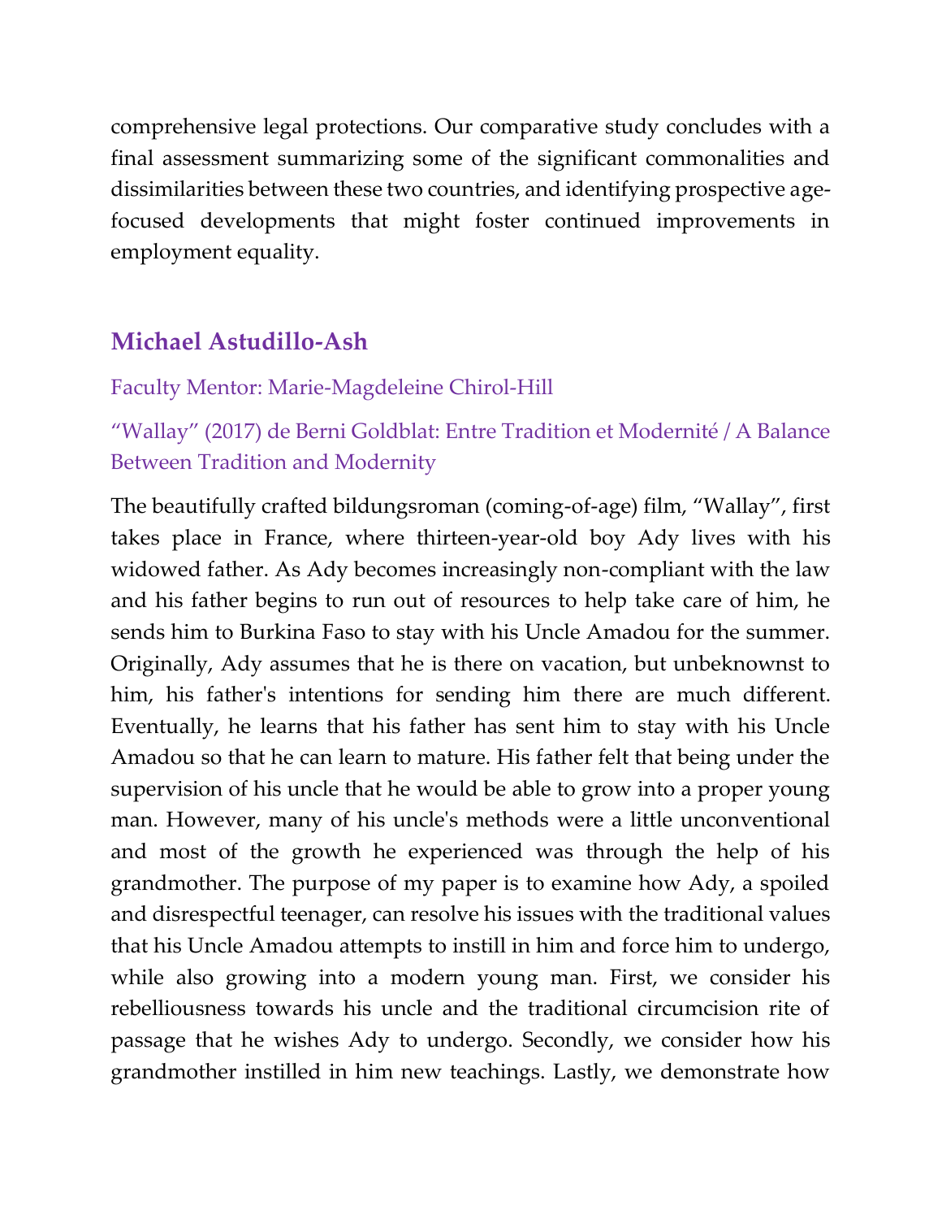comprehensive legal protections. Our comparative study concludes with a final assessment summarizing some of the significant commonalities and dissimilarities between these two countries, and identifying prospective age-focused developments that might foster continued improvements in employment equality.

## Michael Astudillo-Ash

Faculty Mentor: Marie-Magdeleine Chirol-Hill

### "Wallay" (2017) de Berni Goldblat: Entre Tradition et Modernité / A Balance Between Tradition and Modernity

The beautifully crafted bildungsroman (coming-of-age) film, "Wallay", first takes place in France, where thirteen-year-old boy Ady lives with his widowed father. As Ady becomes increasingly non-compliant with the law and his father begins to run out of resources to help take care of him, he sends him to Burkina Faso to stay with his Uncle Amadou for the summer. Originally, Ady assumes that he is there on vacation, but unbeknownst to him, his father's intentions for sending him there are much different. Eventually, he learns that his father has sent him to stay with his Uncle Amadou so that he can learn to mature. His father felt that being under the supervision of his uncle that he would be able to grow into a proper young man. However, many of his uncle's methods were a little unconventional and most of the growth he experienced was through the help of his grandmother. The purpose of my paper is to examine how Ady, a spoiled and disrespectful teenager, can resolve his issues with the traditional values that his Uncle Amadou attempts to instill in him and force him to undergo, while also growing into a modern young man. First, we consider his rebelliousness towards his uncle and the traditional circumcision rite of passage that he wishes Ady to undergo. Secondly, we consider how his grandmother instilled in him new teachings. Lastly, we demonstrate how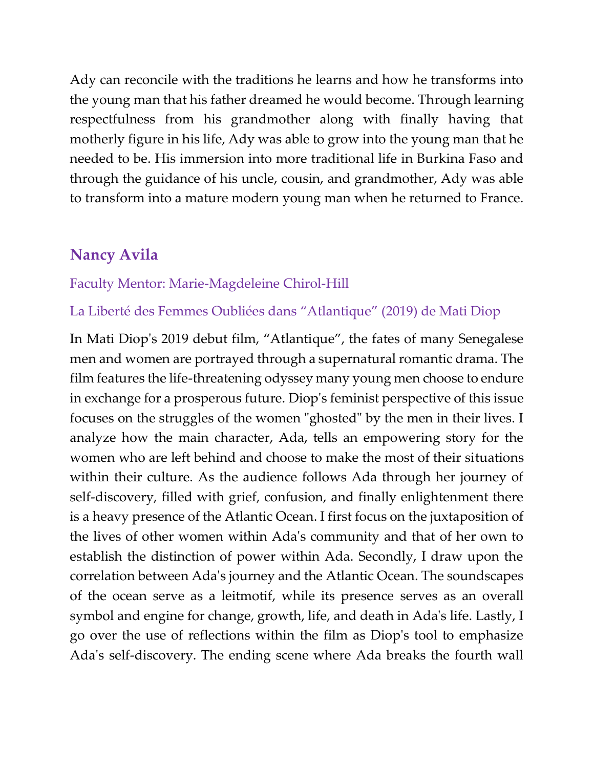Ady can reconcile with the traditions he learns and how he transforms into the young man that his father dreamed he would become. Through learning respectfulness from his grandmother along with finally having that motherly figure in his life, Ady was able to grow into the young man that he needed to be. His immersion into more traditional life in Burkina Faso and through the guidance of his uncle, cousin, and grandmother, Ady was able to transform into a mature modern young man when he returned to France.

## Nancy Avila

Faculty Mentor: Marie-Magdeleine Chirol-Hill

### La Liberté des Femmes Oubliées dans "Atlantique" (2019) de Mati Diop

In Mati Diop's 2019 debut film, "Atlantique", the fates of many Senegalese men and women are portrayed through a supernatural romantic drama. The film features the life-threatening odyssey many young men choose to endure in exchange for a prosperous future. Diop's feminist perspective of this issue focuses on the struggles of the women "ghosted" by the men in their lives. I analyze how the main character, Ada, tells an empowering story for the women who are left behind and choose to make the most of their situations within their culture. As the audience follows Ada through her journey of self-discovery, filled with grief, confusion, and finally enlightenment there is a heavy presence of the Atlantic Ocean. I first focus on the juxtaposition of the lives of other women within Ada's community and that of her own to establish the distinction of power within Ada. Secondly, I draw upon the correlation between Ada's journey and the Atlantic Ocean. The soundscapes of the ocean serve as a leitmotif, while its presence serves as an overall symbol and engine for change, growth, life, and death in Ada's life. Lastly, I go over the use of reflections within the film as Diop's tool to emphasize Ada's self-discovery. The ending scene where Ada breaks the fourth wall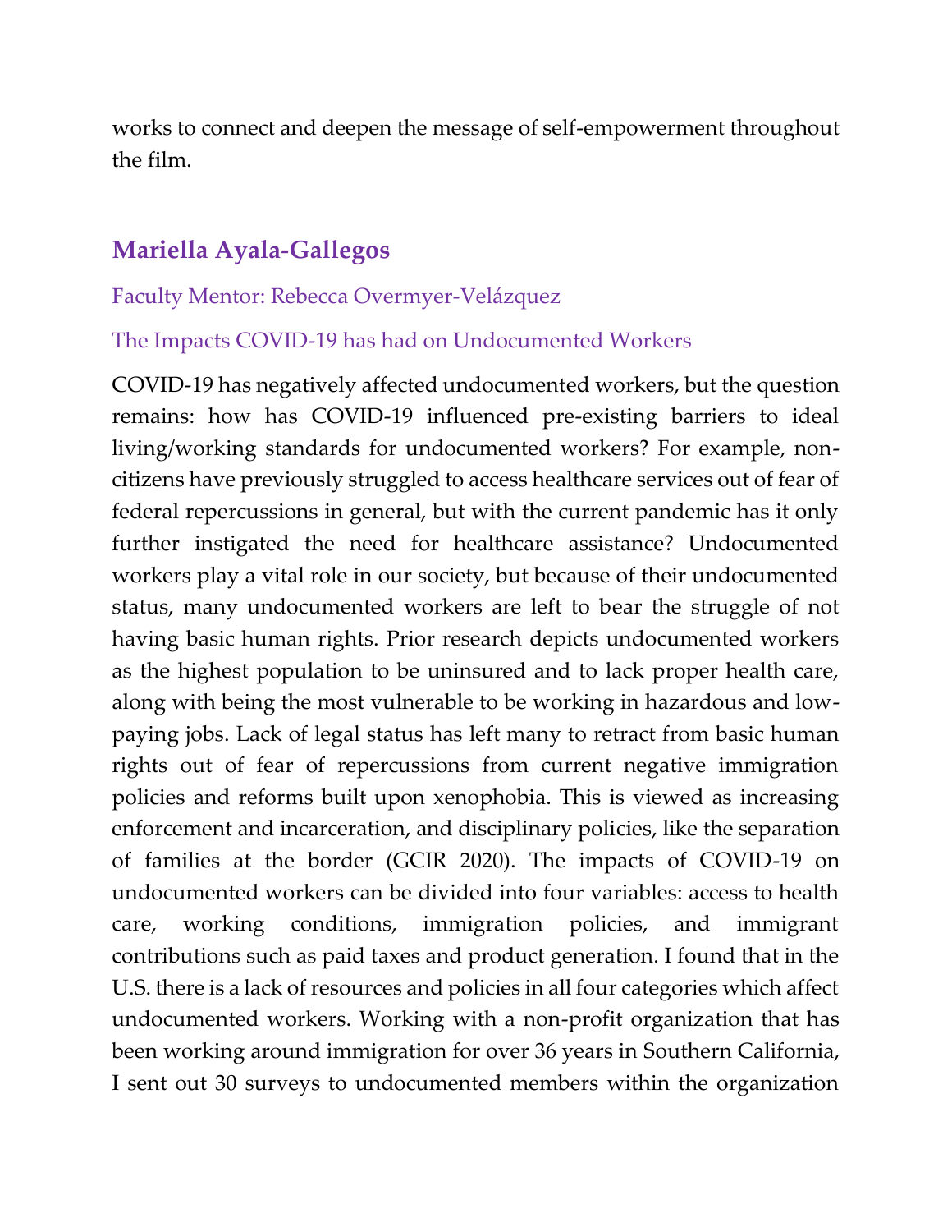works to connect and deepen the message of self-empowerment throughout the film.

## Mariella Ayala-Gallegos

Faculty Mentor: Rebecca Overmyer-Velázquez

The Impacts COVID-19 has had on Undocumented Workers

COVID-19 has negatively affected undocumented workers, but the question remains: how has COVID-19 influenced pre-existing barriers to ideal living/working standards for undocumented workers? For example, non-citizens have previously struggled to access healthcare services out of fear of federal repercussions in general, but with the current pandemic has it only further instigated the need for healthcare assistance? Undocumented workers play a vital role in our society, but because of their undocumented status, many undocumented workers are left to bear the struggle of not having basic human rights. Prior research depicts undocumented workers as the highest population to be uninsured and to lack proper health care, along with being the most vulnerable to be working in hazardous and low-paying jobs. Lack of legal status has left many to retract from basic human rights out of fear of repercussions from current negative immigration policies and reforms built upon xenophobia. This is viewed as increasing enforcement and incarceration, and disciplinary policies, like the separation of families at the border (GCIR 2020). The impacts of COVID-19 on undocumented workers can be divided into four variables: access to health care, working conditions, immigration policies, and immigrant contributions such as paid taxes and product generation. I found that in the U.S. there is a lack of resources and policies in all four categories which affect undocumented workers. Working with a non-profit organization that has been working around immigration for over 36 years in Southern California, I sent out 30 surveys to undocumented members within the organization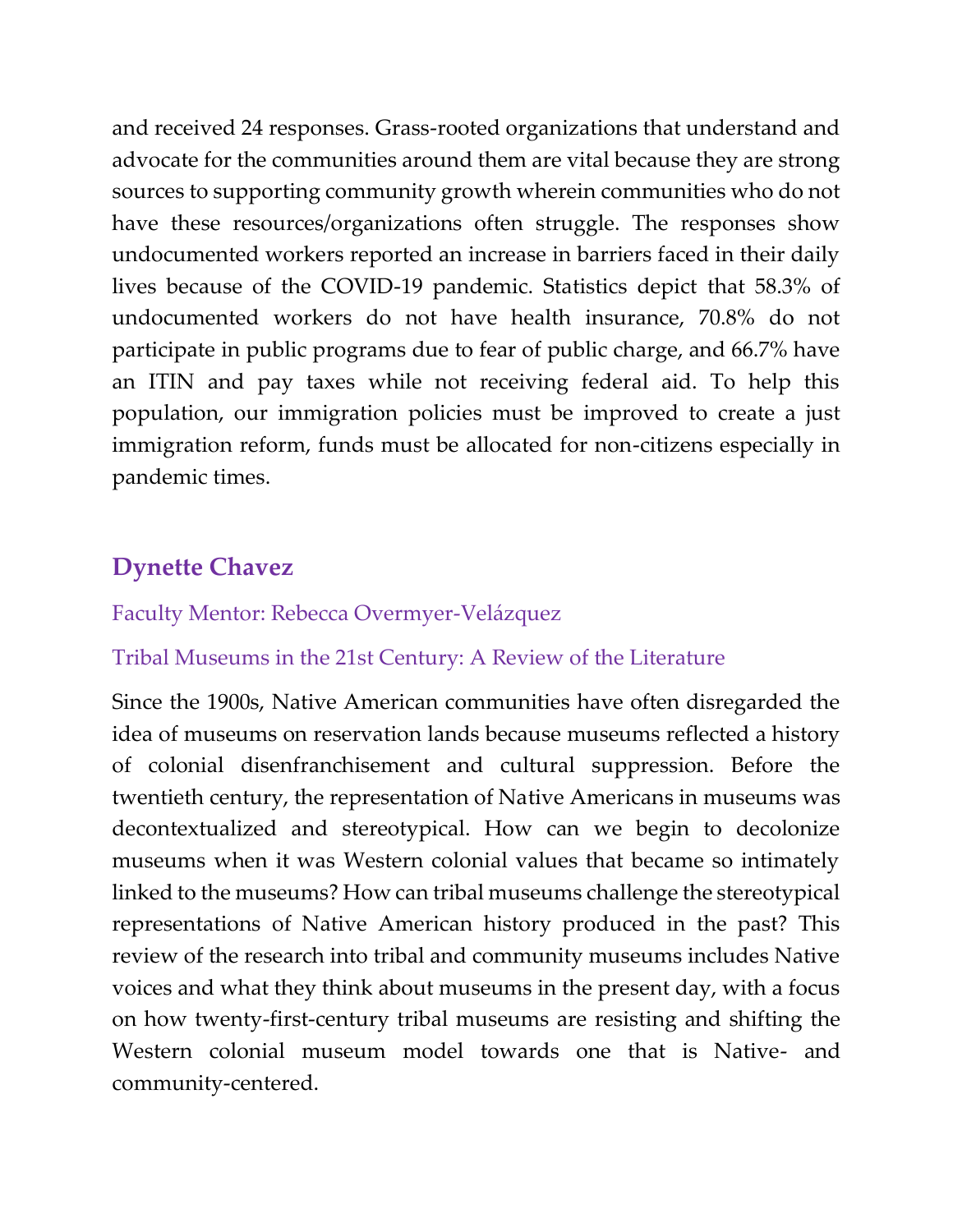and received 24 responses. Grass-rooted organizations that understand and advocate for the communities around them are vital because they are strong sources to supporting community growth wherein communities who do not have these resources/organizations often struggle. The responses show undocumented workers reported an increase in barriers faced in their daily lives because of the COVID-19 pandemic. Statistics depict that 58.3% of undocumented workers do not have health insurance, 70.8% do not participate in public programs due to fear of public charge, and 66.7% have an ITIN and pay taxes while not receiving federal aid. To help this population, our immigration policies must be improved to create a just immigration reform, funds must be allocated for non-citizens especially in pandemic times.

## Dynette Chavez

Faculty Mentor: Rebecca Overmyer-Velázquez

Tribal Museums in the 21st Century: A Review of the Literature

Since the 1900s, Native American communities have often disregarded the idea of museums on reservation lands because museums reflected a history of colonial disenfranchisement and cultural suppression. Before the twentieth century, the representation of Native Americans in museums was decontextualized and stereotypical. How can we begin to decolonize museums when it was Western colonial values that became so intimately linked to the museums? How can tribal museums challenge the stereotypical representations of Native American history produced in the past? This review of the research into tribal and community museums includes Native voices and what they think about museums in the present day, with a focus on how twenty-first-century tribal museums are resisting and shifting the Western colonial museum model towards one that is Native- and community-centered.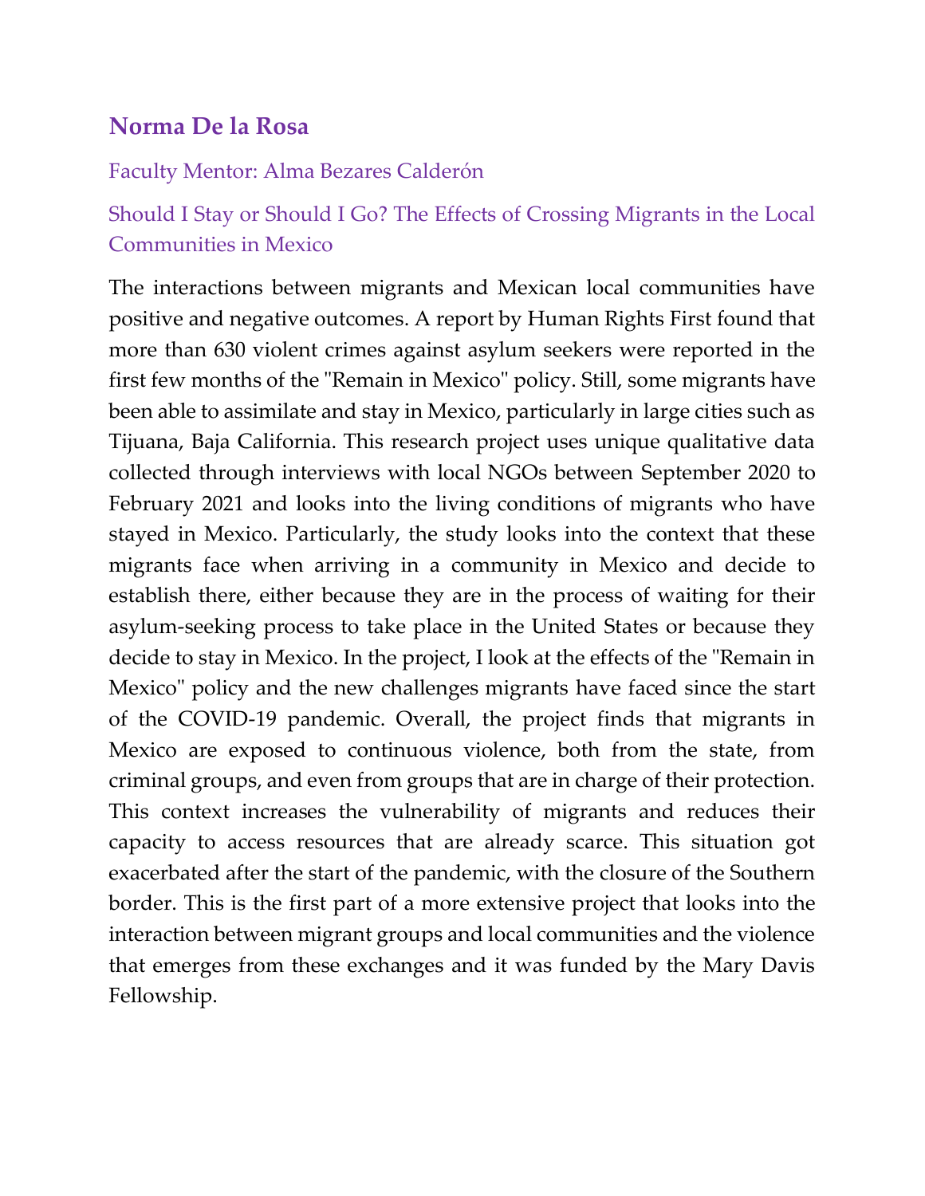## Norma De la Rosa

Faculty Mentor: Alma Bezares Calderón

### Should I Stay or Should I Go? The Effects of Crossing Migrants in the Local Communities in Mexico

The interactions between migrants and Mexican local communities have positive and negative outcomes. A report by Human Rights First found that more than 630 violent crimes against asylum seekers were reported in the first few months of the "Remain in Mexico" policy. Still, some migrants have been able to assimilate and stay in Mexico, particularly in large cities such as Tijuana, Baja California. This research project uses unique qualitative data collected through interviews with local NGOs between September 2020 to February 2021 and looks into the living conditions of migrants who have stayed in Mexico. Particularly, the study looks into the context that these migrants face when arriving in a community in Mexico and decide to establish there, either because they are in the process of waiting for their asylum-seeking process to take place in the United States or because they decide to stay in Mexico. In the project, I look at the effects of the "Remain in Mexico" policy and the new challenges migrants have faced since the start of the COVID-19 pandemic. Overall, the project finds that migrants in Mexico are exposed to continuous violence, both from the state, from criminal groups, and even from groups that are in charge of their protection. This context increases the vulnerability of migrants and reduces their capacity to access resources that are already scarce. This situation got exacerbated after the start of the pandemic, with the closure of the Southern border. This is the first part of a more extensive project that looks into the interaction between migrant groups and local communities and the violence that emerges from these exchanges and it was funded by the Mary Davis Fellowship.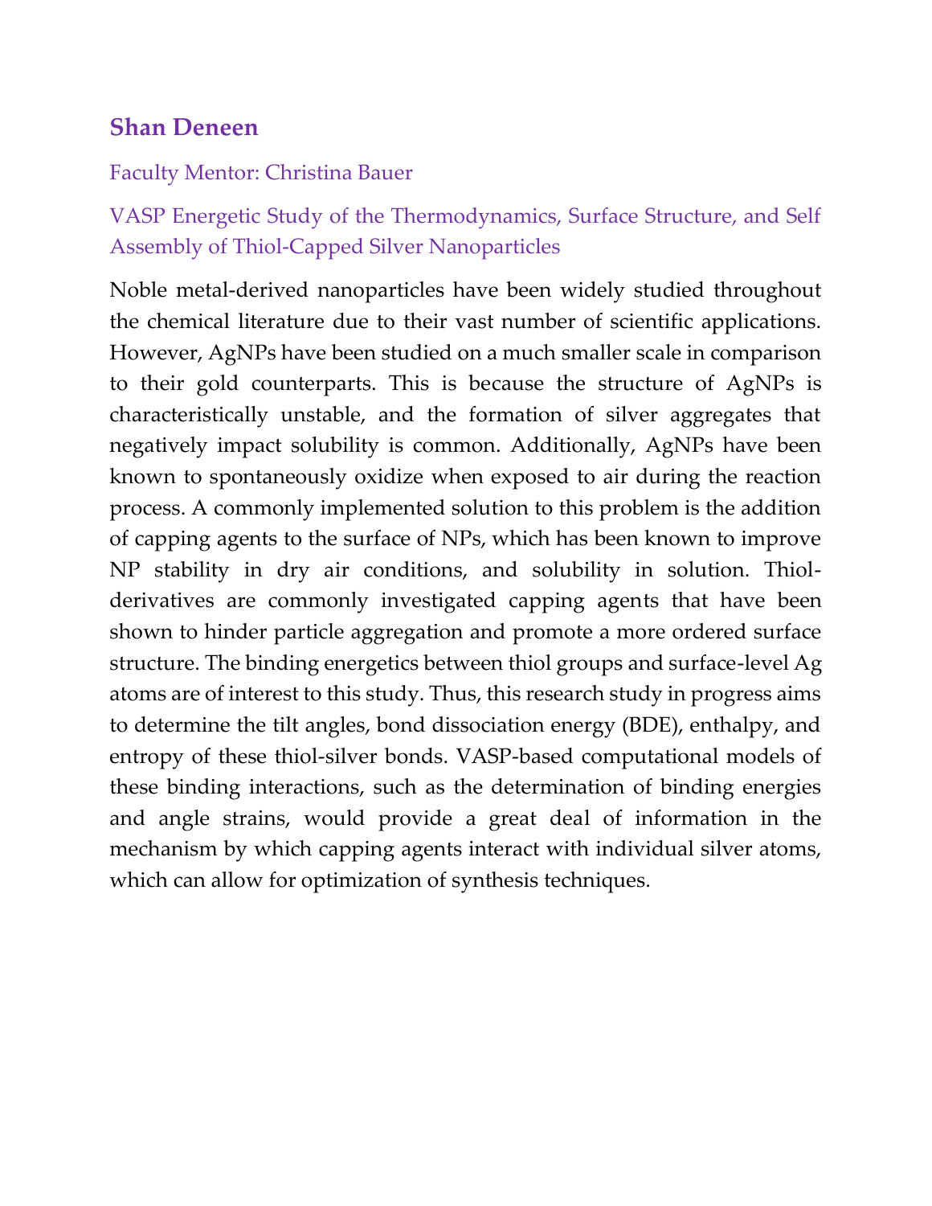## Shan Deneen

Faculty Mentor: Christina Bauer

### VASP Energetic Study of the Thermodynamics, Surface Structure, and Self Assembly of Thiol-Capped Silver Nanoparticles

Noble metal-derived nanoparticles have been widely studied throughout the chemical literature due to their vast number of scientific applications. However, AgNPs have been studied on a much smaller scale in comparison to their gold counterparts. This is because the structure of AgNPs is characteristically unstable, and the formation of silver aggregates that negatively impact solubility is common. Additionally, AgNPs have been known to spontaneously oxidize when exposed to air during the reaction process. A commonly implemented solution to this problem is the addition of capping agents to the surface of NPs, which has been known to improve NP stability in dry air conditions, and solubility in solution. Thiol-derivatives are commonly investigated capping agents that have been shown to hinder particle aggregation and promote a more ordered surface structure. The binding energetics between thiol groups and surface-level Ag atoms are of interest to this study. Thus, this research study in progress aims to determine the tilt angles, bond dissociation energy (BDE), enthalpy, and entropy of these thiol-silver bonds. VASP-based computational models of these binding interactions, such as the determination of binding energies and angle strains, would provide a great deal of information in the mechanism by which capping agents interact with individual silver atoms, which can allow for optimization of synthesis techniques.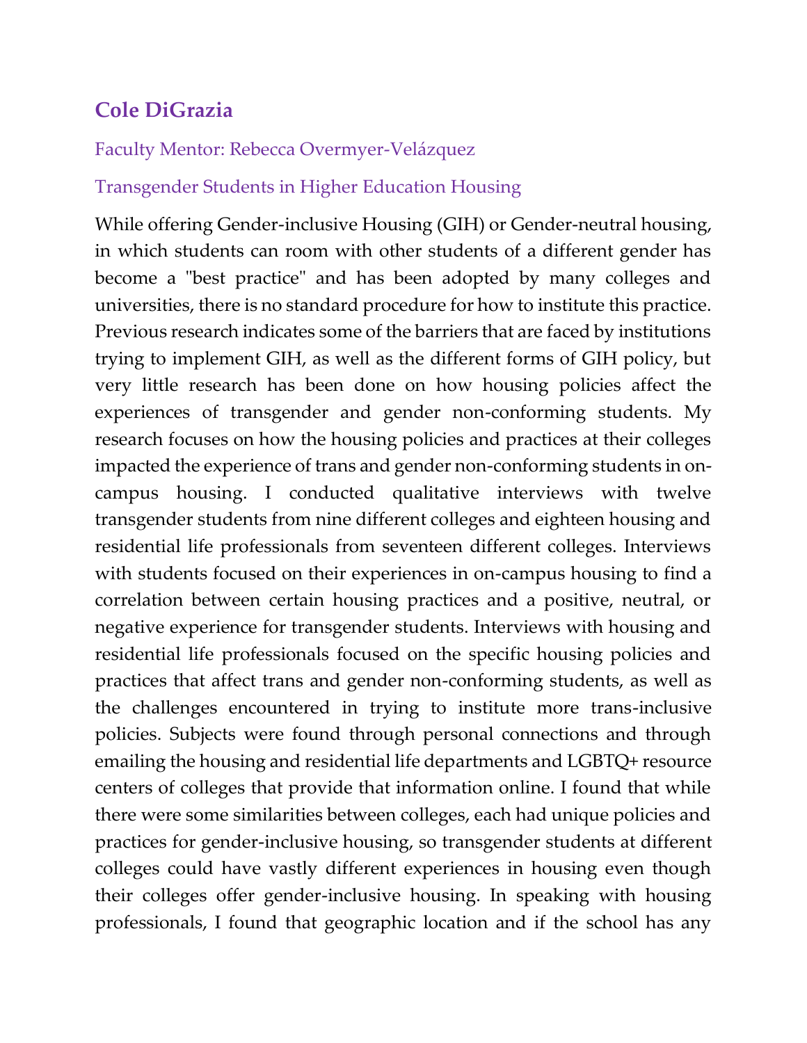## Cole DiGrazia

Faculty Mentor: Rebecca Overmyer-Velázquez

Transgender Students in Higher Education Housing

While offering Gender-inclusive Housing (GIH) or Gender-neutral housing, in which students can room with other students of a different gender has become a "best practice" and has been adopted by many colleges and universities, there is no standard procedure for how to institute this practice. Previous research indicates some of the barriers that are faced by institutions trying to implement GIH, as well as the different forms of GIH policy, but very little research has been done on how housing policies affect the experiences of transgender and gender non-conforming students. My research focuses on how the housing policies and practices at their colleges impacted the experience of trans and gender non-conforming students in on-campus housing. I conducted qualitative interviews with twelve transgender students from nine different colleges and eighteen housing and residential life professionals from seventeen different colleges. Interviews with students focused on their experiences in on-campus housing to find a correlation between certain housing practices and a positive, neutral, or negative experience for transgender students. Interviews with housing and residential life professionals focused on the specific housing policies and practices that affect trans and gender non-conforming students, as well as the challenges encountered in trying to institute more trans-inclusive policies. Subjects were found through personal connections and through emailing the housing and residential life departments and LGBTQ+ resource centers of colleges that provide that information online. I found that while there were some similarities between colleges, each had unique policies and practices for gender-inclusive housing, so transgender students at different colleges could have vastly different experiences in housing even though their colleges offer gender-inclusive housing. In speaking with housing professionals, I found that geographic location and if the school has any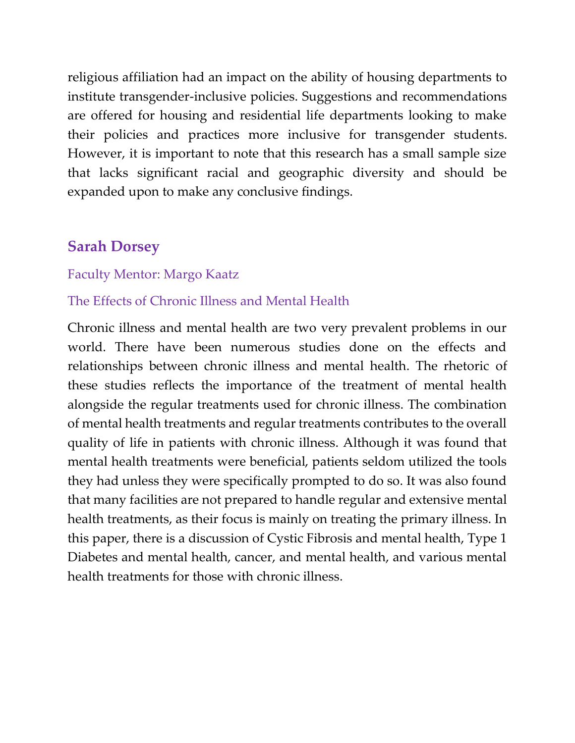religious affiliation had an impact on the ability of housing departments to institute transgender-inclusive policies. Suggestions and recommendations are offered for housing and residential life departments looking to make their policies and practices more inclusive for transgender students. However, it is important to note that this research has a small sample size that lacks significant racial and geographic diversity and should be expanded upon to make any conclusive findings.

## Sarah Dorsey

Faculty Mentor: Margo Kaatz

The Effects of Chronic Illness and Mental Health

Chronic illness and mental health are two very prevalent problems in our world. There have been numerous studies done on the effects and relationships between chronic illness and mental health. The rhetoric of these studies reflects the importance of the treatment of mental health alongside the regular treatments used for chronic illness. The combination of mental health treatments and regular treatments contributes to the overall quality of life in patients with chronic illness. Although it was found that mental health treatments were beneficial, patients seldom utilized the tools they had unless they were specifically prompted to do so. It was also found that many facilities are not prepared to handle regular and extensive mental health treatments, as their focus is mainly on treating the primary illness. In this paper, there is a discussion of Cystic Fibrosis and mental health, Type 1 Diabetes and mental health, cancer, and mental health, and various mental health treatments for those with chronic illness.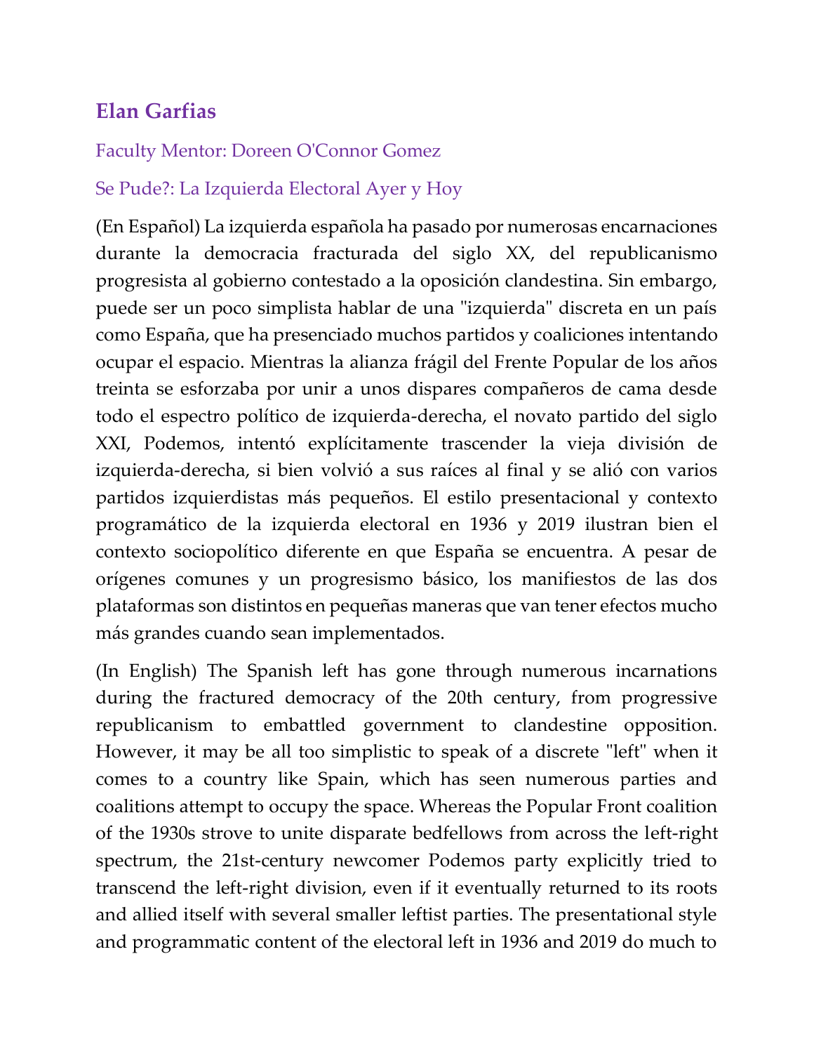## Elan Garfias

Faculty Mentor: Doreen O'Connor Gomez

Se Pude?: La Izquierda Electoral Ayer y Hoy

(En Español) La izquierda española ha pasado por numerosas encarnaciones durante la democracia fracturada del siglo XX, del republicanismo progresista al gobierno contestado a la oposición clandestina. Sin embargo, puede ser un poco simplista hablar de una "izquierda" discreta en un país como España, que ha presenciado muchos partidos y coaliciones intentando ocupar el espacio. Mientras la alianza frágil del Frente Popular de los años treinta se esforzaba por unir a unos dispares compañeros de cama desde todo el espectro político de izquierda-derecha, el novato partido del siglo XXI, Podemos, intentó explícitamente trascender la vieja división de izquierda-derecha, si bien volvió a sus raíces al final y se alió con varios partidos izquierdistas más pequeños. El estilo presentacional y contexto programático de la izquierda electoral en 1936 y 2019 ilustran bien el contexto sociopolítico diferente en que España se encuentra. A pesar de orígenes comunes y un progresismo básico, los manifiestos de las dos plataformas son distintos en pequeñas maneras que van tener efectos mucho más grandes cuando sean implementados.

(In English) The Spanish left has gone through numerous incarnations during the fractured democracy of the 20th century, from progressive republicanism to embattled government to clandestine opposition. However, it may be all too simplistic to speak of a discrete "left" when it comes to a country like Spain, which has seen numerous parties and coalitions attempt to occupy the space. Whereas the Popular Front coalition of the 1930s strove to unite disparate bedfellows from across the left-right spectrum, the 21st-century newcomer Podemos party explicitly tried to transcend the left-right division, even if it eventually returned to its roots and allied itself with several smaller leftist parties. The presentational style and programmatic content of the electoral left in 1936 and 2019 do much to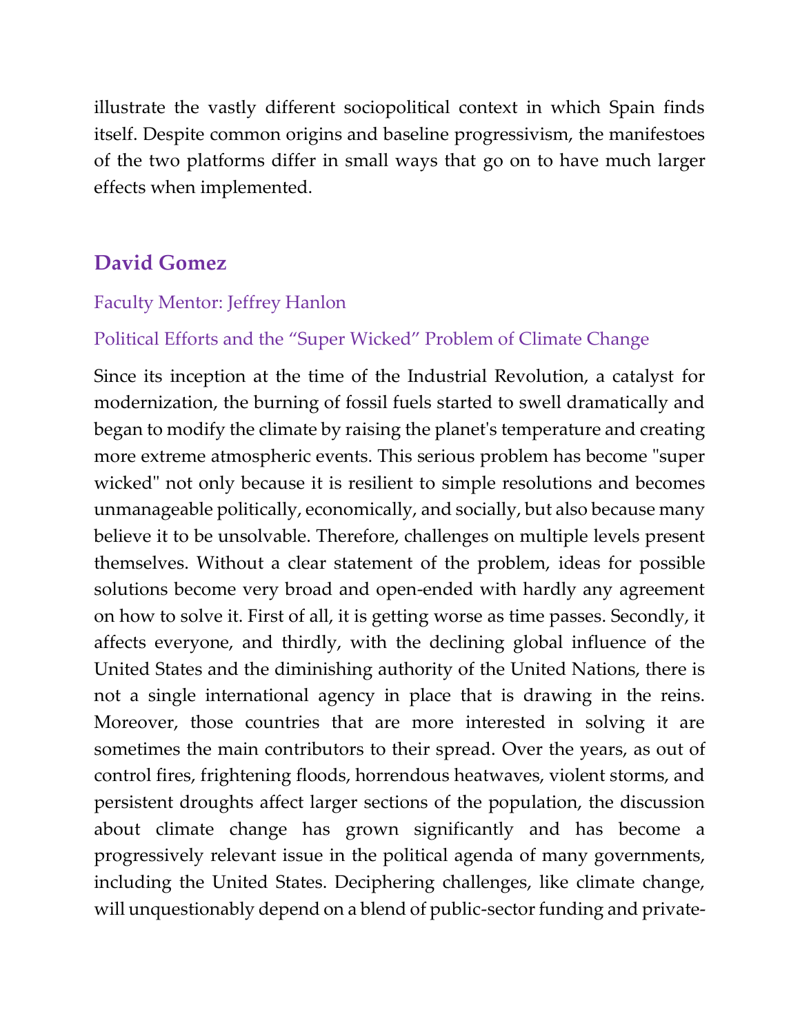illustrate the vastly different sociopolitical context in which Spain finds itself. Despite common origins and baseline progressivism, the manifestoes of the two platforms differ in small ways that go on to have much larger effects when implemented.

## David Gomez

Faculty Mentor: Jeffrey Hanlon

### Political Efforts and the "Super Wicked" Problem of Climate Change

Since its inception at the time of the Industrial Revolution, a catalyst for modernization, the burning of fossil fuels started to swell dramatically and began to modify the climate by raising the planet's temperature and creating more extreme atmospheric events. This serious problem has become "super wicked" not only because it is resilient to simple resolutions and becomes unmanageable politically, economically, and socially, but also because many believe it to be unsolvable. Therefore, challenges on multiple levels present themselves. Without a clear statement of the problem, ideas for possible solutions become very broad and open-ended with hardly any agreement on how to solve it. First of all, it is getting worse as time passes. Secondly, it affects everyone, and thirdly, with the declining global influence of the United States and the diminishing authority of the United Nations, there is not a single international agency in place that is drawing in the reins. Moreover, those countries that are more interested in solving it are sometimes the main contributors to their spread. Over the years, as out of control fires, frightening floods, horrendous heatwaves, violent storms, and persistent droughts affect larger sections of the population, the discussion about climate change has grown significantly and has become a progressively relevant issue in the political agenda of many governments, including the United States. Deciphering challenges, like climate change, will unquestionably depend on a blend of public-sector funding and private-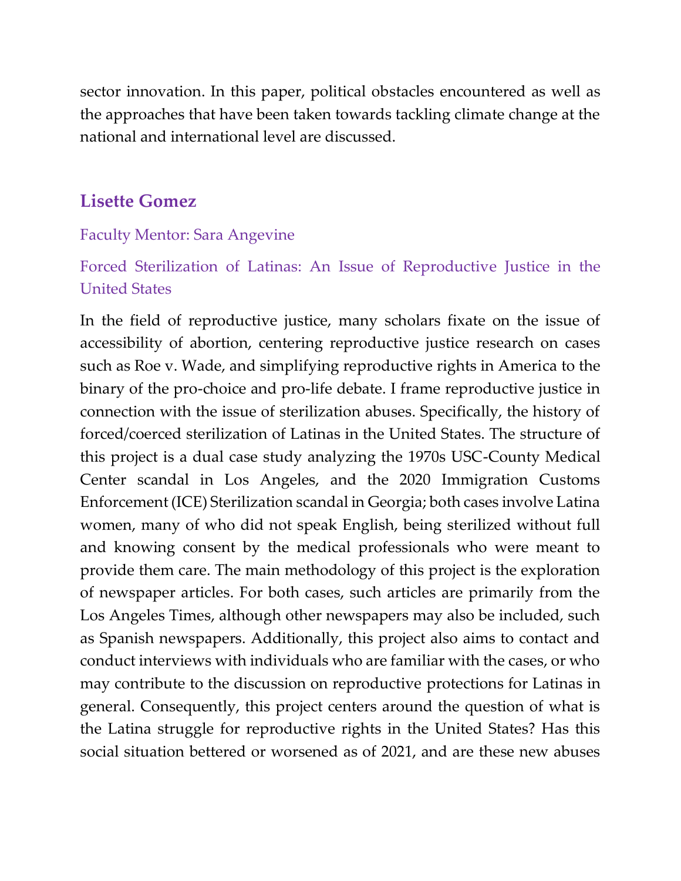sector innovation. In this paper, political obstacles encountered as well as the approaches that have been taken towards tackling climate change at the national and international level are discussed.

## Lisette Gomez

Faculty Mentor: Sara Angevine

Forced Sterilization of Latinas: An Issue of Reproductive Justice in the United States

In the field of reproductive justice, many scholars fixate on the issue of accessibility of abortion, centering reproductive justice research on cases such as Roe v. Wade, and simplifying reproductive rights in America to the binary of the pro-choice and pro-life debate. I frame reproductive justice in connection with the issue of sterilization abuses. Specifically, the history of forced/coerced sterilization of Latinas in the United States. The structure of this project is a dual case study analyzing the 1970s USC-County Medical Center scandal in Los Angeles, and the 2020 Immigration Customs Enforcement (ICE) Sterilization scandal in Georgia; both cases involve Latina women, many of who did not speak English, being sterilized without full and knowing consent by the medical professionals who were meant to provide them care. The main methodology of this project is the exploration of newspaper articles. For both cases, such articles are primarily from the Los Angeles Times, although other newspapers may also be included, such as Spanish newspapers. Additionally, this project also aims to contact and conduct interviews with individuals who are familiar with the cases, or who may contribute to the discussion on reproductive protections for Latinas in general. Consequently, this project centers around the question of what is the Latina struggle for reproductive rights in the United States? Has this social situation bettered or worsened as of 2021, and are these new abuses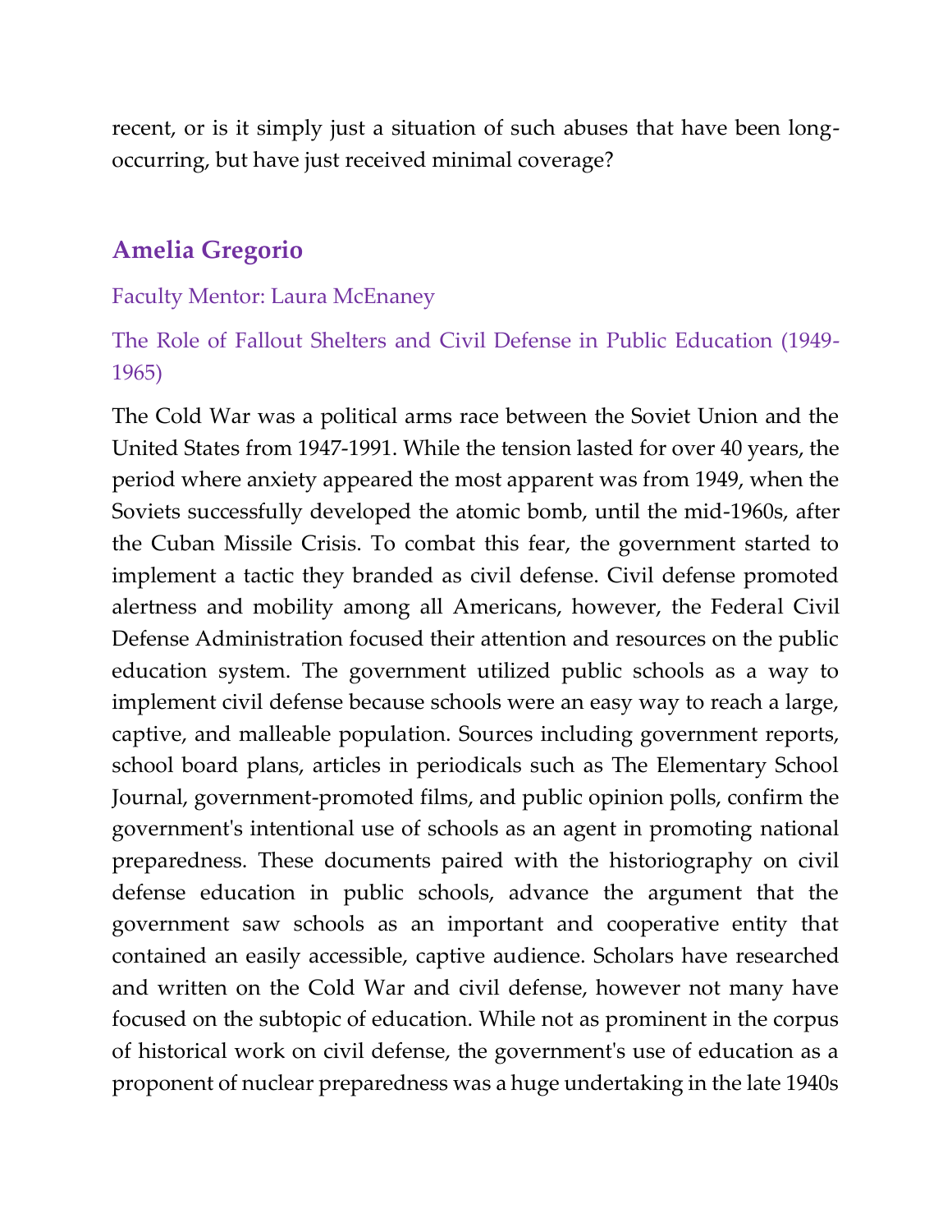recent, or is it simply just a situation of such abuses that have been long-occurring, but have just received minimal coverage?

## Amelia Gregorio

Faculty Mentor: Laura McEnaney

### The Role of Fallout Shelters and Civil Defense in Public Education (1949-1965)

The Cold War was a political arms race between the Soviet Union and the United States from 1947-1991. While the tension lasted for over 40 years, the period where anxiety appeared the most apparent was from 1949, when the Soviets successfully developed the atomic bomb, until the mid-1960s, after the Cuban Missile Crisis. To combat this fear, the government started to implement a tactic they branded as civil defense. Civil defense promoted alertness and mobility among all Americans, however, the Federal Civil Defense Administration focused their attention and resources on the public education system. The government utilized public schools as a way to implement civil defense because schools were an easy way to reach a large, captive, and malleable population. Sources including government reports, school board plans, articles in periodicals such as The Elementary School Journal, government-promoted films, and public opinion polls, confirm the government's intentional use of schools as an agent in promoting national preparedness. These documents paired with the historiography on civil defense education in public schools, advance the argument that the government saw schools as an important and cooperative entity that contained an easily accessible, captive audience. Scholars have researched and written on the Cold War and civil defense, however not many have focused on the subtopic of education. While not as prominent in the corpus of historical work on civil defense, the government's use of education as a proponent of nuclear preparedness was a huge undertaking in the late 1940s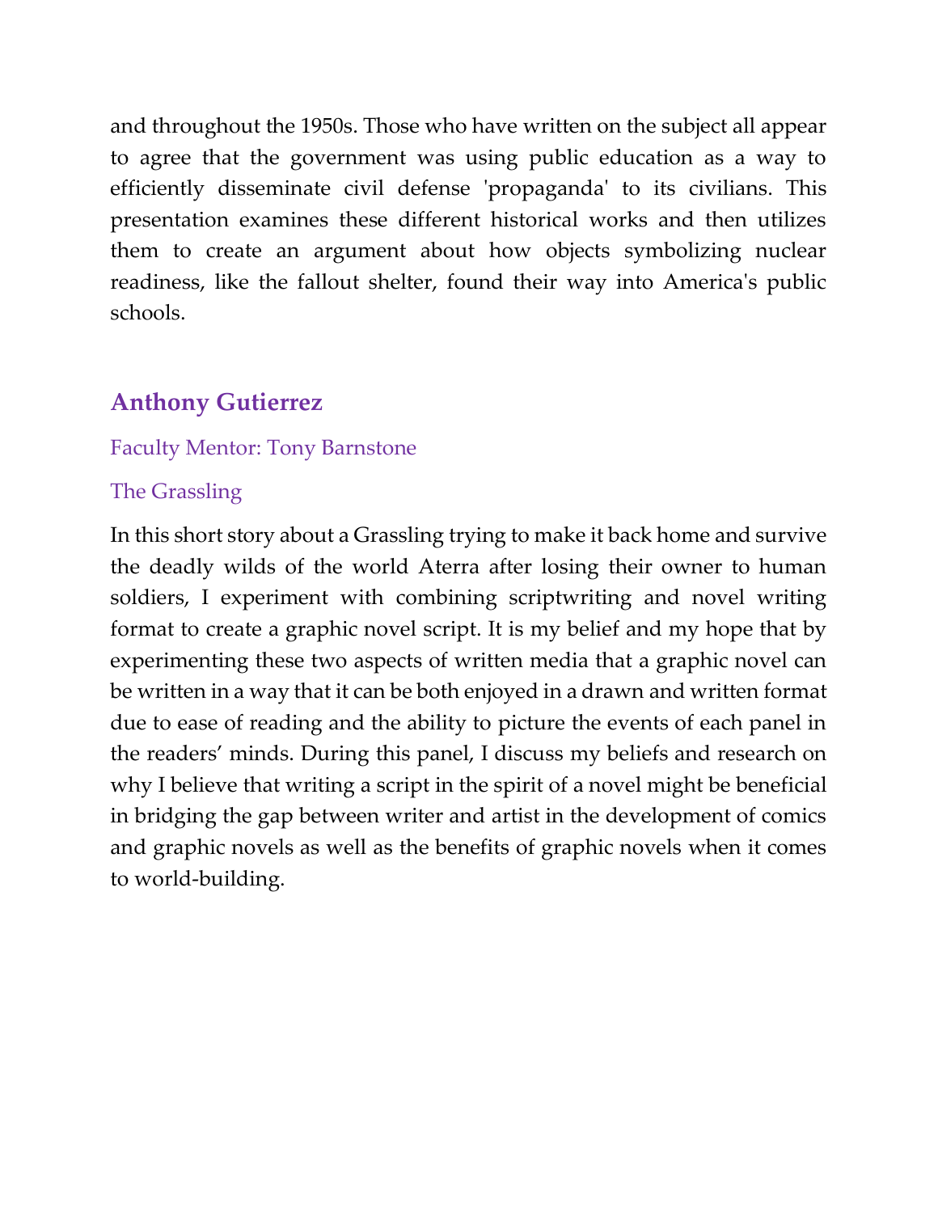and throughout the 1950s. Those who have written on the subject all appear to agree that the government was using public education as a way to efficiently disseminate civil defense 'propaganda' to its civilians. This presentation examines these different historical works and then utilizes them to create an argument about how objects symbolizing nuclear readiness, like the fallout shelter, found their way into America's public schools.

## Anthony Gutierrez

Faculty Mentor: Tony Barnstone

The Grassling

In this short story about a Grassling trying to make it back home and survive the deadly wilds of the world Aterra after losing their owner to human soldiers, I experiment with combining scriptwriting and novel writing format to create a graphic novel script. It is my belief and my hope that by experimenting these two aspects of written media that a graphic novel can be written in a way that it can be both enjoyed in a drawn and written format due to ease of reading and the ability to picture the events of each panel in the readers' minds. During this panel, I discuss my beliefs and research on why I believe that writing a script in the spirit of a novel might be beneficial in bridging the gap between writer and artist in the development of comics and graphic novels as well as the benefits of graphic novels when it comes to world-building.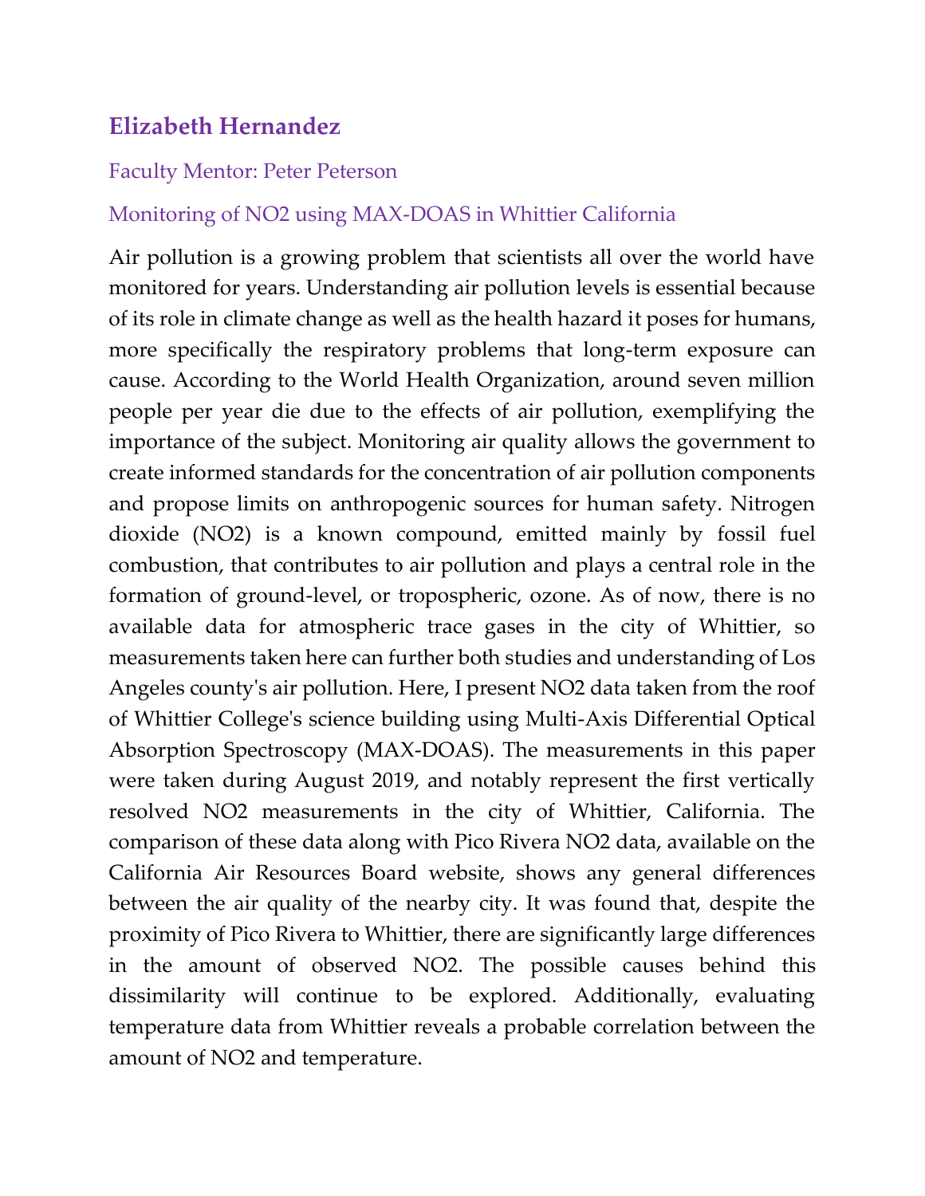## Elizabeth Hernandez

Faculty Mentor: Peter Peterson

### Monitoring of NO2 using MAX-DOAS in Whittier California

Air pollution is a growing problem that scientists all over the world have monitored for years. Understanding air pollution levels is essential because of its role in climate change as well as the health hazard it poses for humans, more specifically the respiratory problems that long-term exposure can cause. According to the World Health Organization, around seven million people per year die due to the effects of air pollution, exemplifying the importance of the subject. Monitoring air quality allows the government to create informed standards for the concentration of air pollution components and propose limits on anthropogenic sources for human safety. Nitrogen dioxide (NO2) is a known compound, emitted mainly by fossil fuel combustion, that contributes to air pollution and plays a central role in the formation of ground-level, or tropospheric, ozone. As of now, there is no available data for atmospheric trace gases in the city of Whittier, so measurements taken here can further both studies and understanding of Los Angeles county's air pollution. Here, I present NO2 data taken from the roof of Whittier College's science building using Multi-Axis Differential Optical Absorption Spectroscopy (MAX-DOAS). The measurements in this paper were taken during August 2019, and notably represent the first vertically resolved NO2 measurements in the city of Whittier, California. The comparison of these data along with Pico Rivera NO2 data, available on the California Air Resources Board website, shows any general differences between the air quality of the nearby city. It was found that, despite the proximity of Pico Rivera to Whittier, there are significantly large differences in the amount of observed NO2. The possible causes behind this dissimilarity will continue to be explored. Additionally, evaluating temperature data from Whittier reveals a probable correlation between the amount of NO2 and temperature.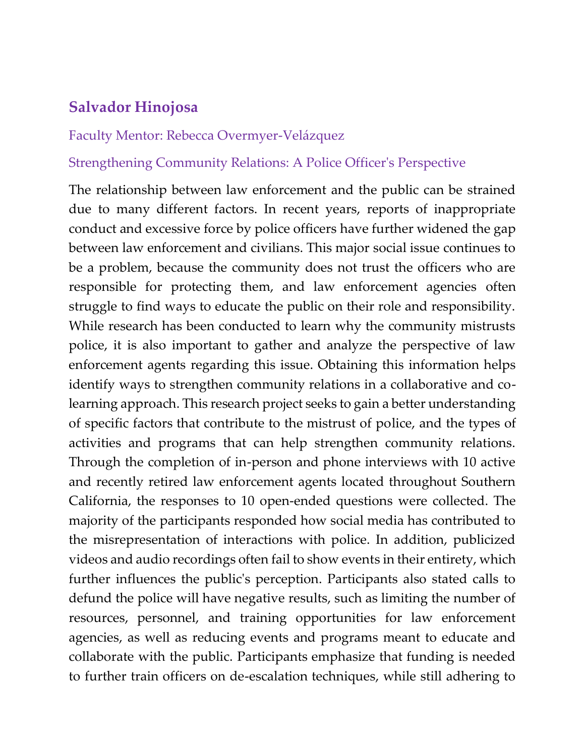### Salvador Hinojosa

Faculty Mentor: Rebecca Overmyer-Velázquez

Strengthening Community Relations: A Police Officer's Perspective

The relationship between law enforcement and the public can be strained due to many different factors. In recent years, reports of inappropriate conduct and excessive force by police officers have further widened the gap between law enforcement and civilians. This major social issue continues to be a problem, because the community does not trust the officers who are responsible for protecting them, and law enforcement agencies often struggle to find ways to educate the public on their role and responsibility. While research has been conducted to learn why the community mistrusts police, it is also important to gather and analyze the perspective of law enforcement agents regarding this issue. Obtaining this information helps identify ways to strengthen community relations in a collaborative and co-learning approach. This research project seeks to gain a better understanding of specific factors that contribute to the mistrust of police, and the types of activities and programs that can help strengthen community relations. Through the completion of in-person and phone interviews with 10 active and recently retired law enforcement agents located throughout Southern California, the responses to 10 open-ended questions were collected. The majority of the participants responded how social media has contributed to the misrepresentation of interactions with police. In addition, publicized videos and audio recordings often fail to show events in their entirety, which further influences the public's perception. Participants also stated calls to defund the police will have negative results, such as limiting the number of resources, personnel, and training opportunities for law enforcement agencies, as well as reducing events and programs meant to educate and collaborate with the public. Participants emphasize that funding is needed to further train officers on de-escalation techniques, while still adhering to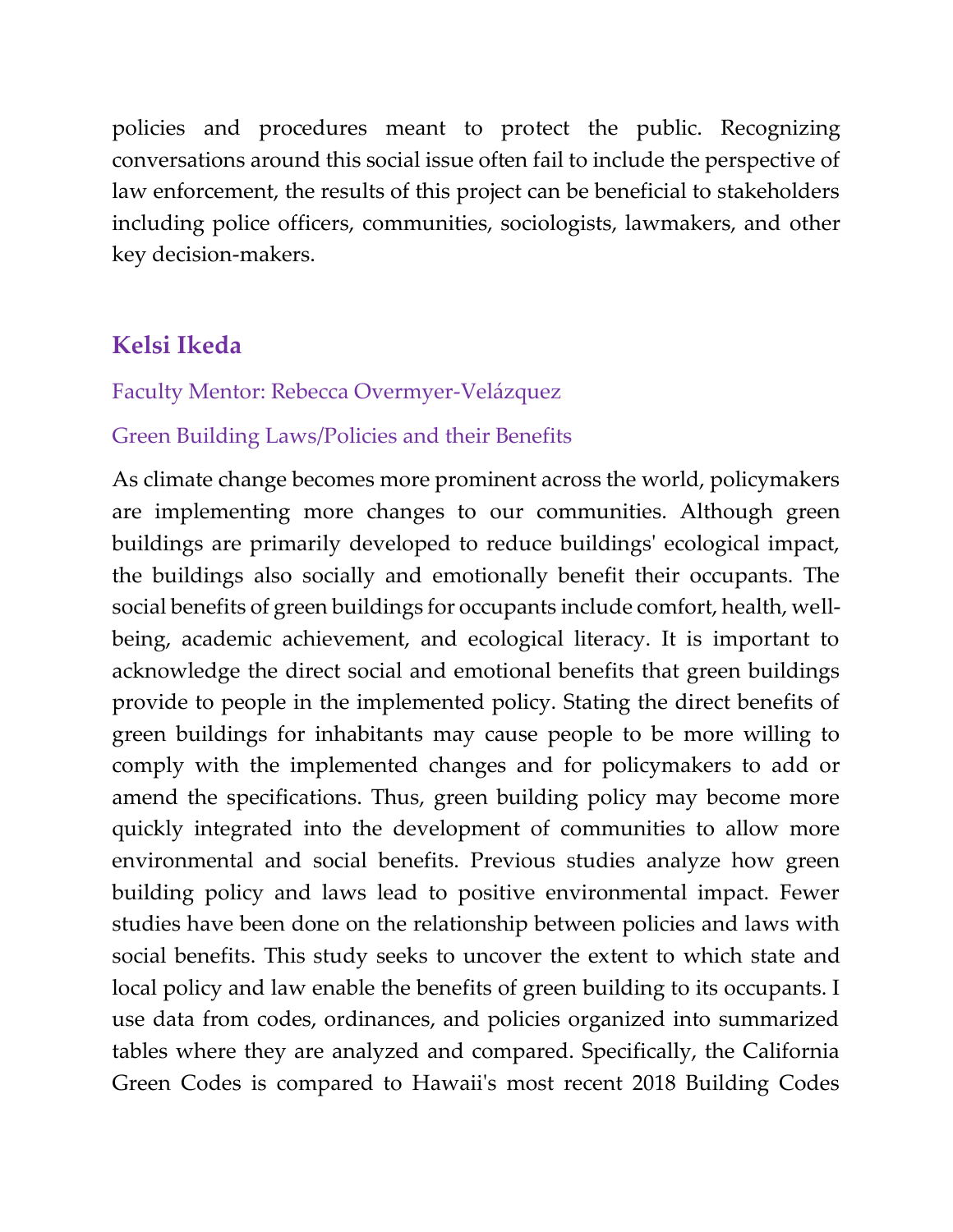policies and procedures meant to protect the public. Recognizing conversations around this social issue often fail to include the perspective of law enforcement, the results of this project can be beneficial to stakeholders including police officers, communities, sociologists, lawmakers, and other key decision-makers.

## Kelsi Ikeda

Faculty Mentor: Rebecca Overmyer-Velázquez

Green Building Laws/Policies and their Benefits

As climate change becomes more prominent across the world, policymakers are implementing more changes to our communities. Although green buildings are primarily developed to reduce buildings' ecological impact, the buildings also socially and emotionally benefit their occupants. The social benefits of green buildings for occupants include comfort, health, well-being, academic achievement, and ecological literacy. It is important to acknowledge the direct social and emotional benefits that green buildings provide to people in the implemented policy. Stating the direct benefits of green buildings for inhabitants may cause people to be more willing to comply with the implemented changes and for policymakers to add or amend the specifications. Thus, green building policy may become more quickly integrated into the development of communities to allow more environmental and social benefits. Previous studies analyze how green building policy and laws lead to positive environmental impact. Fewer studies have been done on the relationship between policies and laws with social benefits. This study seeks to uncover the extent to which state and local policy and law enable the benefits of green building to its occupants. I use data from codes, ordinances, and policies organized into summarized tables where they are analyzed and compared. Specifically, the California Green Codes is compared to Hawaii's most recent 2018 Building Codes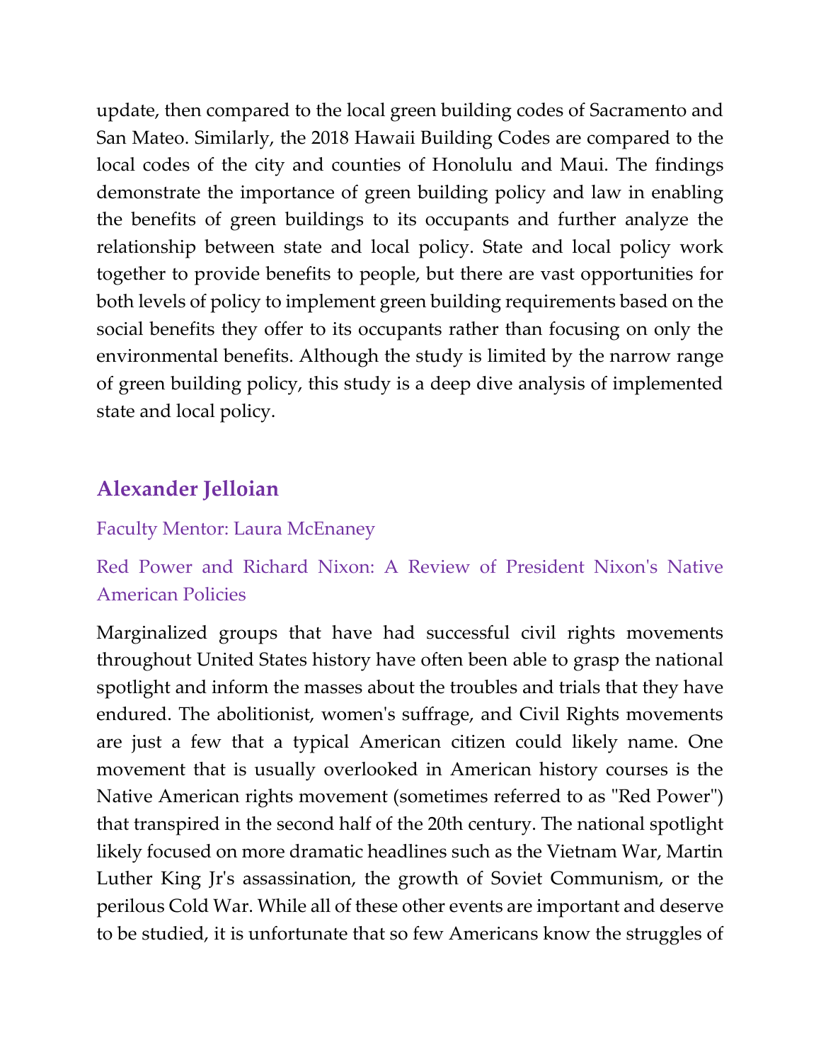update, then compared to the local green building codes of Sacramento and San Mateo. Similarly, the 2018 Hawaii Building Codes are compared to the local codes of the city and counties of Honolulu and Maui. The findings demonstrate the importance of green building policy and law in enabling the benefits of green buildings to its occupants and further analyze the relationship between state and local policy. State and local policy work together to provide benefits to people, but there are vast opportunities for both levels of policy to implement green building requirements based on the social benefits they offer to its occupants rather than focusing on only the environmental benefits. Although the study is limited by the narrow range of green building policy, this study is a deep dive analysis of implemented state and local policy.

## Alexander Jelloian

Faculty Mentor: Laura McEnaney

### Red Power and Richard Nixon: A Review of President Nixon's Native American Policies

Marginalized groups that have had successful civil rights movements throughout United States history have often been able to grasp the national spotlight and inform the masses about the troubles and trials that they have endured. The abolitionist, women's suffrage, and Civil Rights movements are just a few that a typical American citizen could likely name. One movement that is usually overlooked in American history courses is the Native American rights movement (sometimes referred to as "Red Power") that transpired in the second half of the 20th century. The national spotlight likely focused on more dramatic headlines such as the Vietnam War, Martin Luther King Jr's assassination, the growth of Soviet Communism, or the perilous Cold War. While all of these other events are important and deserve to be studied, it is unfortunate that so few Americans know the struggles of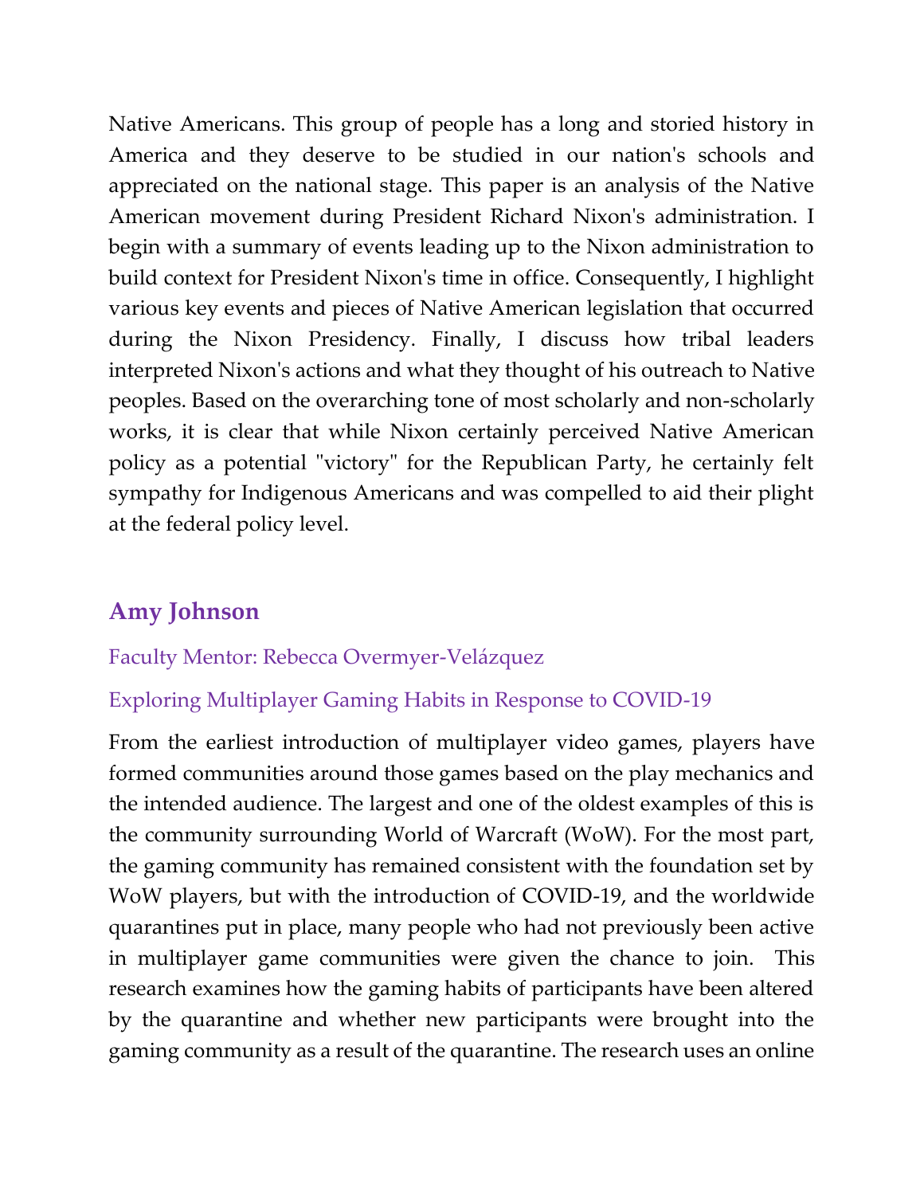Native Americans. This group of people has a long and storied history in America and they deserve to be studied in our nation's schools and appreciated on the national stage. This paper is an analysis of the Native American movement during President Richard Nixon's administration. I begin with a summary of events leading up to the Nixon administration to build context for President Nixon's time in office. Consequently, I highlight various key events and pieces of Native American legislation that occurred during the Nixon Presidency. Finally, I discuss how tribal leaders interpreted Nixon's actions and what they thought of his outreach to Native peoples. Based on the overarching tone of most scholarly and non-scholarly works, it is clear that while Nixon certainly perceived Native American policy as a potential "victory" for the Republican Party, he certainly felt sympathy for Indigenous Americans and was compelled to aid their plight at the federal policy level.

## Amy Johnson

Faculty Mentor: Rebecca Overmyer-Velázquez

Exploring Multiplayer Gaming Habits in Response to COVID-19

From the earliest introduction of multiplayer video games, players have formed communities around those games based on the play mechanics and the intended audience. The largest and one of the oldest examples of this is the community surrounding World of Warcraft (WoW). For the most part, the gaming community has remained consistent with the foundation set by WoW players, but with the introduction of COVID-19, and the worldwide quarantines put in place, many people who had not previously been active in multiplayer game communities were given the chance to join. This research examines how the gaming habits of participants have been altered by the quarantine and whether new participants were brought into the gaming community as a result of the quarantine. The research uses an online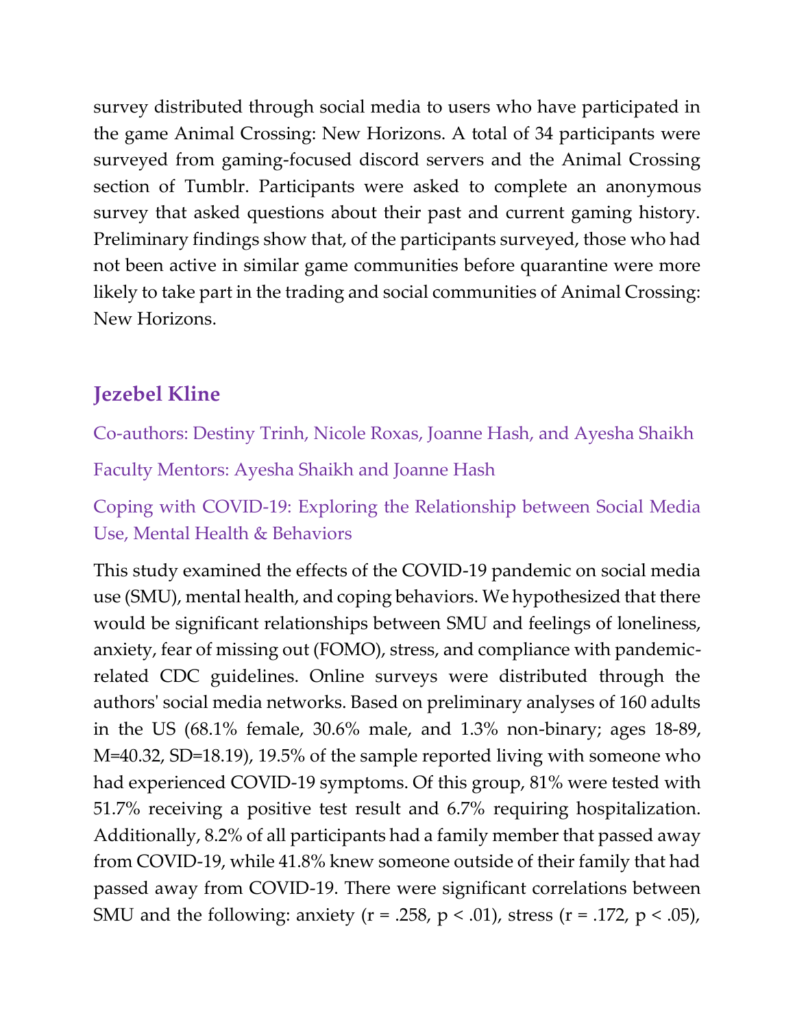survey distributed through social media to users who have participated in the game Animal Crossing: New Horizons. A total of 34 participants were surveyed from gaming-focused discord servers and the Animal Crossing section of Tumblr. Participants were asked to complete an anonymous survey that asked questions about their past and current gaming history. Preliminary findings show that, of the participants surveyed, those who had not been active in similar game communities before quarantine were more likely to take part in the trading and social communities of Animal Crossing: New Horizons.

## Jezebel Kline

Co-authors: Destiny Trinh, Nicole Roxas, Joanne Hash, and Ayesha Shaikh

Faculty Mentors: Ayesha Shaikh and Joanne Hash

Coping with COVID-19: Exploring the Relationship between Social Media Use, Mental Health & Behaviors

This study examined the effects of the COVID-19 pandemic on social media use (SMU), mental health, and coping behaviors. We hypothesized that there would be significant relationships between SMU and feelings of loneliness, anxiety, fear of missing out (FOMO), stress, and compliance with pandemic-related CDC guidelines. Online surveys were distributed through the authors' social media networks. Based on preliminary analyses of 160 adults in the US (68.1% female, 30.6% male, and 1.3% non-binary; ages 18-89, $M=40.32$, $SD=18.19$), 19.5% of the sample reported living with someone who had experienced COVID-19 symptoms. Of this group, 81% were tested with 51.7% receiving a positive test result and 6.7% requiring hospitalization. Additionally, 8.2% of all participants had a family member that passed away from COVID-19, while 41.8% knew someone outside of their family that had passed away from COVID-19. There were significant correlations between SMU and the following: anxiety ($r = .258$, $p < .01$), stress ($r = .172$, $p < .05$),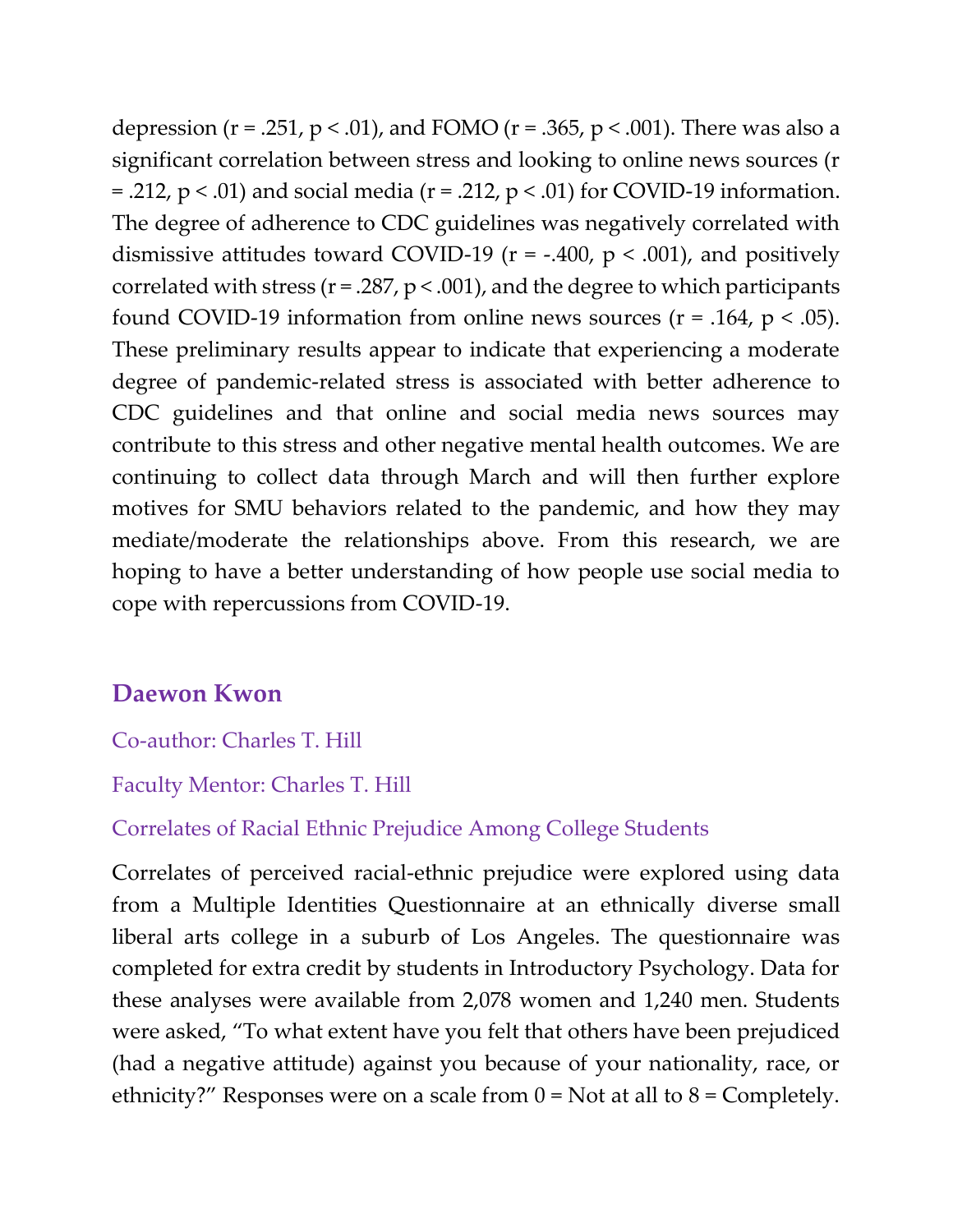depression ($r = .251$, $p < .01$), and FOMO ($r = .365$, $p < .001$). There was also a significant correlation between stress and looking to online news sources ($r = .212$, $p < .01$) and social media ($r = .212$, $p < .01$) for COVID-19 information. The degree of adherence to CDC guidelines was negatively correlated with dismissive attitudes toward COVID-19 ($r = -.400$, $p < .001$), and positively correlated with stress ($r = .287$, $p < .001$), and the degree to which participants found COVID-19 information from online news sources ($r = .164$, $p < .05$). These preliminary results appear to indicate that experiencing a moderate degree of pandemic-related stress is associated with better adherence to CDC guidelines and that online and social media news sources may contribute to this stress and other negative mental health outcomes. We are continuing to collect data through March and will then further explore motives for SMU behaviors related to the pandemic, and how they may mediate/moderate the relationships above. From this research, we are hoping to have a better understanding of how people use social media to cope with repercussions from COVID-19.

## Daewon Kwon

Co-author: Charles T. Hill

Faculty Mentor: Charles T. Hill

Correlates of Racial Ethnic Prejudice Among College Students

Correlates of perceived racial-ethnic prejudice were explored using data from a Multiple Identities Questionnaire at an ethnically diverse small liberal arts college in a suburb of Los Angeles. The questionnaire was completed for extra credit by students in Introductory Psychology. Data for these analyses were available from 2,078 women and 1,240 men. Students were asked, "To what extent have you felt that others have been prejudiced (had a negative attitude) against you because of your nationality, race, or ethnicity?" Responses were on a scale from 0 = Not at all to 8 = Completely.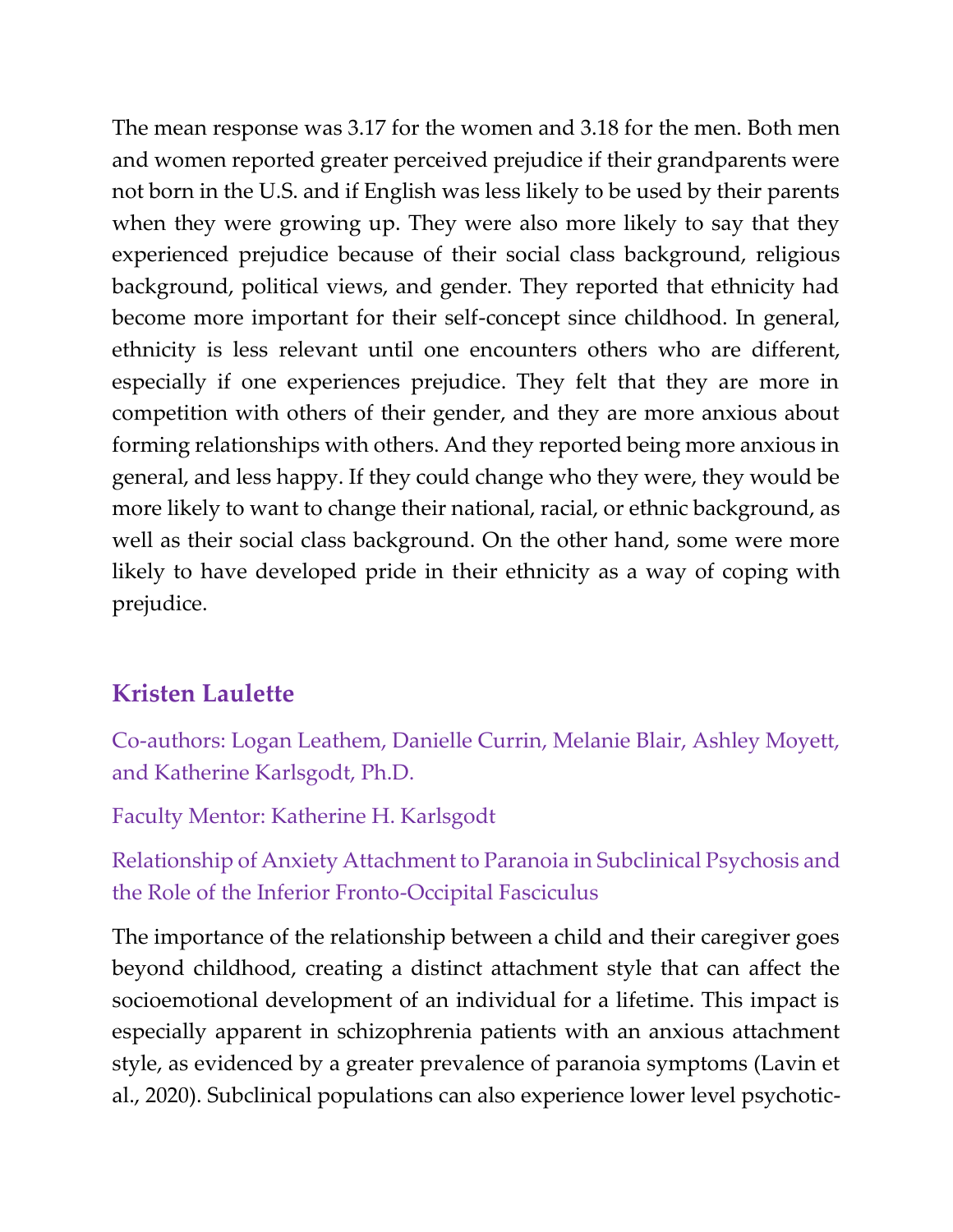The mean response was 3.17 for the women and 3.18 for the men. Both men and women reported greater perceived prejudice if their grandparents were not born in the U.S. and if English was less likely to be used by their parents when they were growing up. They were also more likely to say that they experienced prejudice because of their social class background, religious background, political views, and gender. They reported that ethnicity had become more important for their self-concept since childhood. In general, ethnicity is less relevant until one encounters others who are different, especially if one experiences prejudice. They felt that they are more in competition with others of their gender, and they are more anxious about forming relationships with others. And they reported being more anxious in general, and less happy. If they could change who they were, they would be more likely to want to change their national, racial, or ethnic background, as well as their social class background. On the other hand, some were more likely to have developed pride in their ethnicity as a way of coping with prejudice.

## Kristen Laulette

Co-authors: Logan Leathem, Danielle Currin, Melanie Blair, Ashley Moyett, and Katherine Karlsgodt, Ph.D.

Faculty Mentor: Katherine H. Karlsgodt

Relationship of Anxiety Attachment to Paranoia in Subclinical Psychosis and the Role of the Inferior Fronto-Occipital Fasciculus

The importance of the relationship between a child and their caregiver goes beyond childhood, creating a distinct attachment style that can affect the socioemotional development of an individual for a lifetime. This impact is especially apparent in schizophrenia patients with an anxious attachment style, as evidenced by a greater prevalence of paranoia symptoms (Lavin et al., 2020). Subclinical populations can also experience lower level psychotic-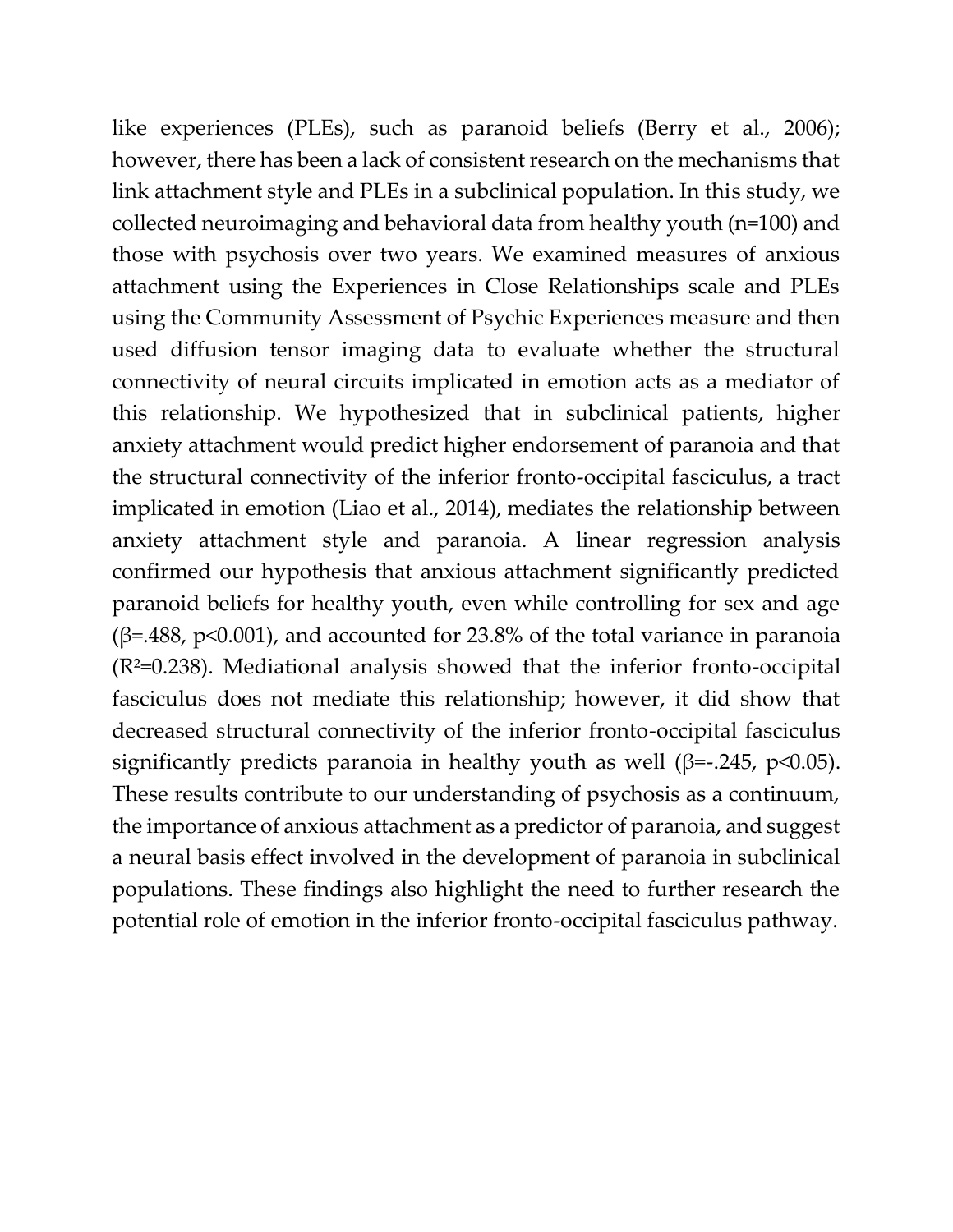like experiences (PLEs), such as paranoid beliefs (Berry et al., 2006); however, there has been a lack of consistent research on the mechanisms that link attachment style and PLEs in a subclinical population. In this study, we collected neuroimaging and behavioral data from healthy youth (n=100) and those with psychosis over two years. We examined measures of anxious attachment using the Experiences in Close Relationships scale and PLEs using the Community Assessment of Psychic Experiences measure and then used diffusion tensor imaging data to evaluate whether the structural connectivity of neural circuits implicated in emotion acts as a mediator of this relationship. We hypothesized that in subclinical patients, higher anxiety attachment would predict higher endorsement of paranoia and that the structural connectivity of the inferior fronto-occipital fasciculus, a tract implicated in emotion (Liao et al., 2014), mediates the relationship between anxiety attachment style and paranoia. A linear regression analysis confirmed our hypothesis that anxious attachment significantly predicted paranoid beliefs for healthy youth, even while controlling for sex and age ($\beta$=.488, $p<0.001$), and accounted for 23.8% of the total variance in paranoia ($R^2$=0.238). Mediational analysis showed that the inferior fronto-occipital fasciculus does not mediate this relationship; however, it did show that decreased structural connectivity of the inferior fronto-occipital fasciculus significantly predicts paranoia in healthy youth as well ($\beta$=-.245, $p<0.05$). These results contribute to our understanding of psychosis as a continuum, the importance of anxious attachment as a predictor of paranoia, and suggest a neural basis effect involved in the development of paranoia in subclinical populations. These findings also highlight the need to further research the potential role of emotion in the inferior fronto-occipital fasciculus pathway.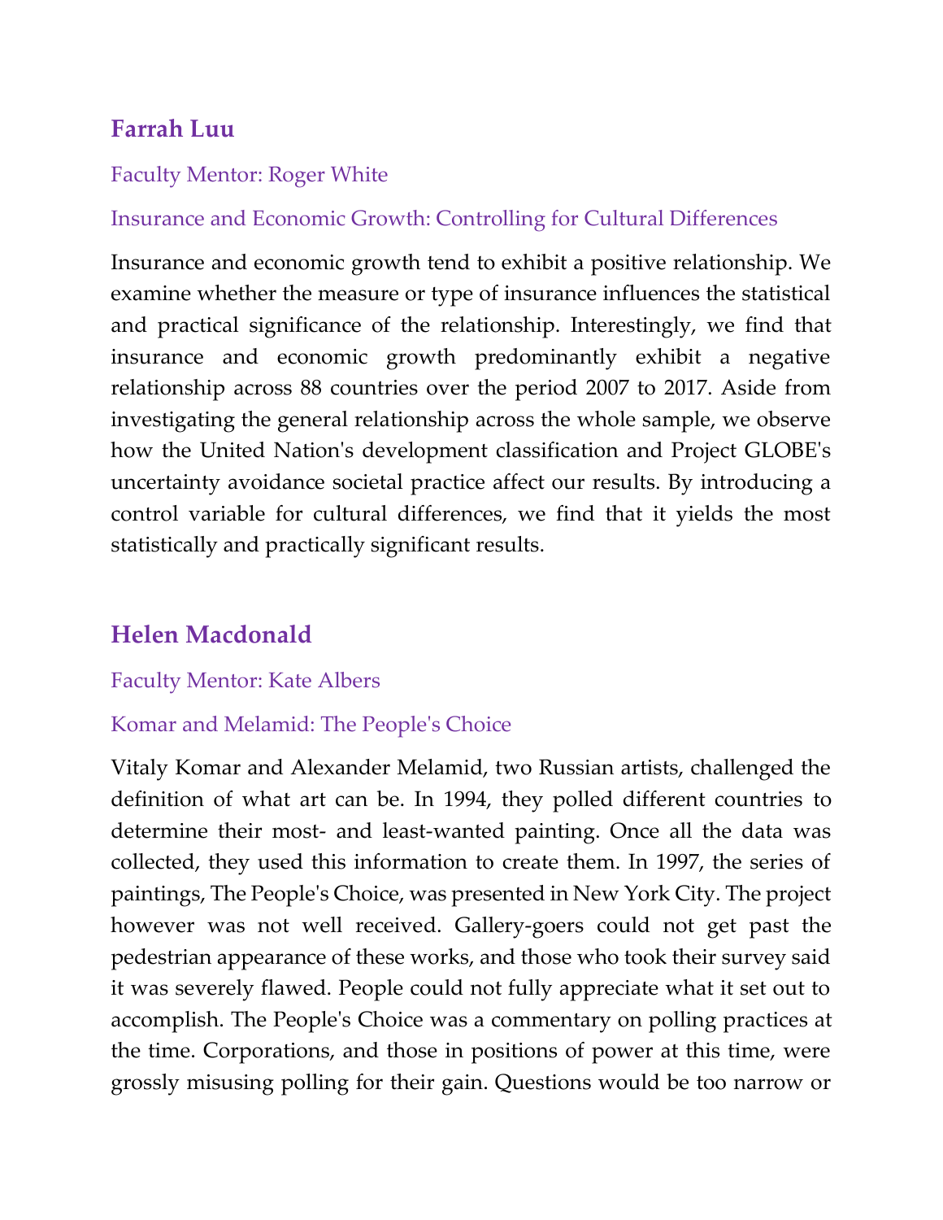## Farrah Luu

Faculty Mentor: Roger White

Insurance and Economic Growth: Controlling for Cultural Differences

Insurance and economic growth tend to exhibit a positive relationship. We examine whether the measure or type of insurance influences the statistical and practical significance of the relationship. Interestingly, we find that insurance and economic growth predominantly exhibit a negative relationship across 88 countries over the period 2007 to 2017. Aside from investigating the general relationship across the whole sample, we observe how the United Nation's development classification and Project GLOBE's uncertainty avoidance societal practice affect our results. By introducing a control variable for cultural differences, we find that it yields the most statistically and practically significant results.

## Helen Macdonald

Faculty Mentor: Kate Albers

Komar and Melamid: The People's Choice

Vitaly Komar and Alexander Melamid, two Russian artists, challenged the definition of what art can be. In 1994, they polled different countries to determine their most- and least-wanted painting. Once all the data was collected, they used this information to create them. In 1997, the series of paintings, The People's Choice, was presented in New York City. The project however was not well received. Gallery-goers could not get past the pedestrian appearance of these works, and those who took their survey said it was severely flawed. People could not fully appreciate what it set out to accomplish. The People's Choice was a commentary on polling practices at the time. Corporations, and those in positions of power at this time, were grossly misusing polling for their gain. Questions would be too narrow or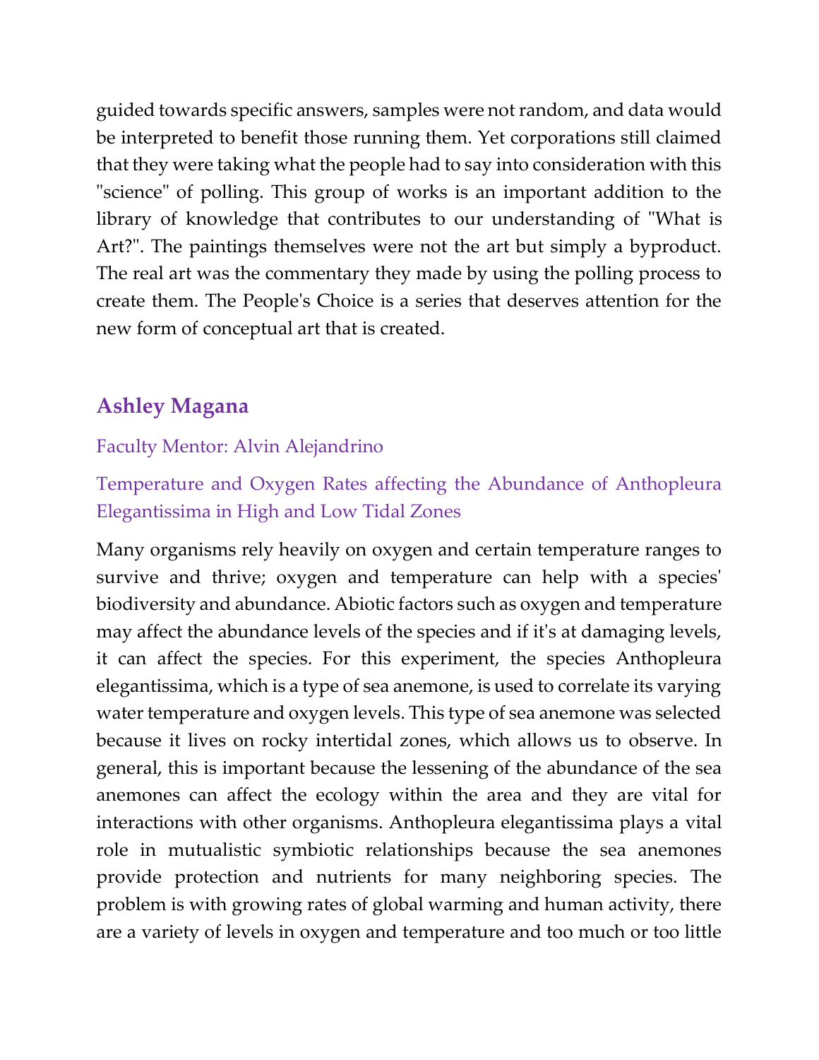guided towards specific answers, samples were not random, and data would be interpreted to benefit those running them. Yet corporations still claimed that they were taking what the people had to say into consideration with this "science" of polling. This group of works is an important addition to the library of knowledge that contributes to our understanding of "What is Art?". The paintings themselves were not the art but simply a byproduct. The real art was the commentary they made by using the polling process to create them. The People's Choice is a series that deserves attention for the new form of conceptual art that is created.

## Ashley Magana

Faculty Mentor: Alvin Alejandrino

Temperature and Oxygen Rates affecting the Abundance of Anthopleura Elegantissima in High and Low Tidal Zones

Many organisms rely heavily on oxygen and certain temperature ranges to survive and thrive; oxygen and temperature can help with a species' biodiversity and abundance. Abiotic factors such as oxygen and temperature may affect the abundance levels of the species and if it's at damaging levels, it can affect the species. For this experiment, the species Anthopleura elegantissima, which is a type of sea anemone, is used to correlate its varying water temperature and oxygen levels. This type of sea anemone was selected because it lives on rocky intertidal zones, which allows us to observe. In general, this is important because the lessening of the abundance of the sea anemones can affect the ecology within the area and they are vital for interactions with other organisms. Anthopleura elegantissima plays a vital role in mutualistic symbiotic relationships because the sea anemones provide protection and nutrients for many neighboring species. The problem is with growing rates of global warming and human activity, there are a variety of levels in oxygen and temperature and too much or too little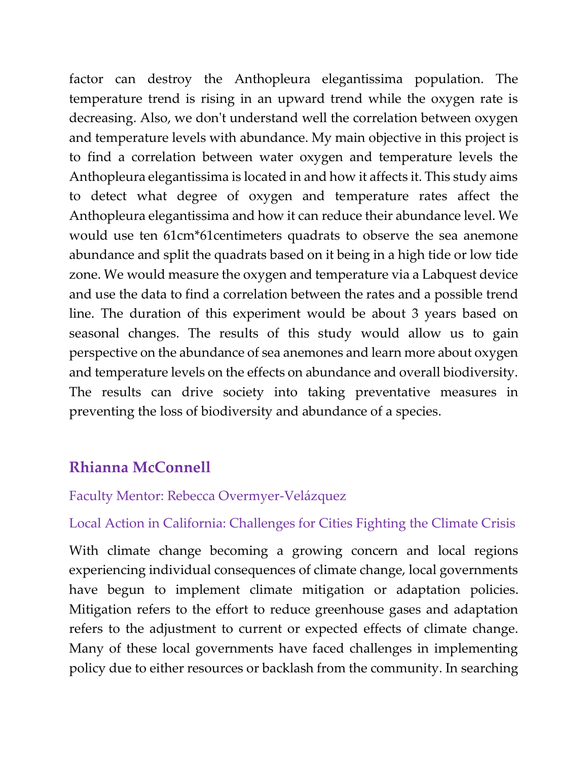factor can destroy the Anthopleura elegantissima population. The temperature trend is rising in an upward trend while the oxygen rate is decreasing. Also, we don't understand well the correlation between oxygen and temperature levels with abundance. My main objective in this project is to find a correlation between water oxygen and temperature levels the Anthopleura elegantissima is located in and how it affects it. This study aims to detect what degree of oxygen and temperature rates affect the Anthopleura elegantissima and how it can reduce their abundance level. We would use ten 61cm*61centimeters quadrats to observe the sea anemone abundance and split the quadrats based on it being in a high tide or low tide zone. We would measure the oxygen and temperature via a Labquest device and use the data to find a correlation between the rates and a possible trend line. The duration of this experiment would be about 3 years based on seasonal changes. The results of this study would allow us to gain perspective on the abundance of sea anemones and learn more about oxygen and temperature levels on the effects on abundance and overall biodiversity. The results can drive society into taking preventative measures in preventing the loss of biodiversity and abundance of a species.

## Rhianna McConnell

Faculty Mentor: Rebecca Overmyer-Velázquez

### Local Action in California: Challenges for Cities Fighting the Climate Crisis

With climate change becoming a growing concern and local regions experiencing individual consequences of climate change, local governments have begun to implement climate mitigation or adaptation policies. Mitigation refers to the effort to reduce greenhouse gases and adaptation refers to the adjustment to current or expected effects of climate change. Many of these local governments have faced challenges in implementing policy due to either resources or backlash from the community. In searching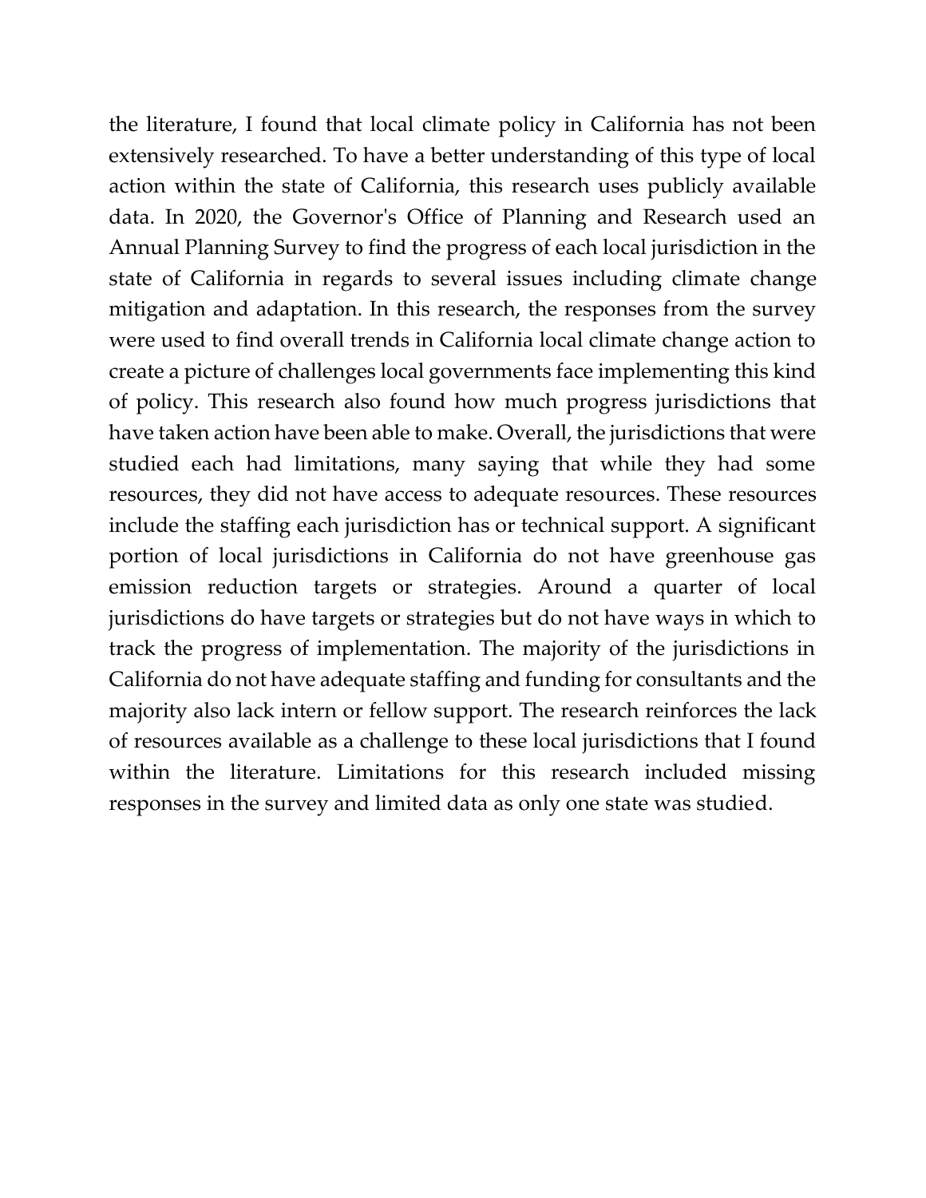the literature, I found that local climate policy in California has not been extensively researched. To have a better understanding of this type of local action within the state of California, this research uses publicly available data. In 2020, the Governor's Office of Planning and Research used an Annual Planning Survey to find the progress of each local jurisdiction in the state of California in regards to several issues including climate change mitigation and adaptation. In this research, the responses from the survey were used to find overall trends in California local climate change action to create a picture of challenges local governments face implementing this kind of policy. This research also found how much progress jurisdictions that have taken action have been able to make. Overall, the jurisdictions that were studied each had limitations, many saying that while they had some resources, they did not have access to adequate resources. These resources include the staffing each jurisdiction has or technical support. A significant portion of local jurisdictions in California do not have greenhouse gas emission reduction targets or strategies. Around a quarter of local jurisdictions do have targets or strategies but do not have ways in which to track the progress of implementation. The majority of the jurisdictions in California do not have adequate staffing and funding for consultants and the majority also lack intern or fellow support. The research reinforces the lack of resources available as a challenge to these local jurisdictions that I found within the literature. Limitations for this research included missing responses in the survey and limited data as only one state was studied.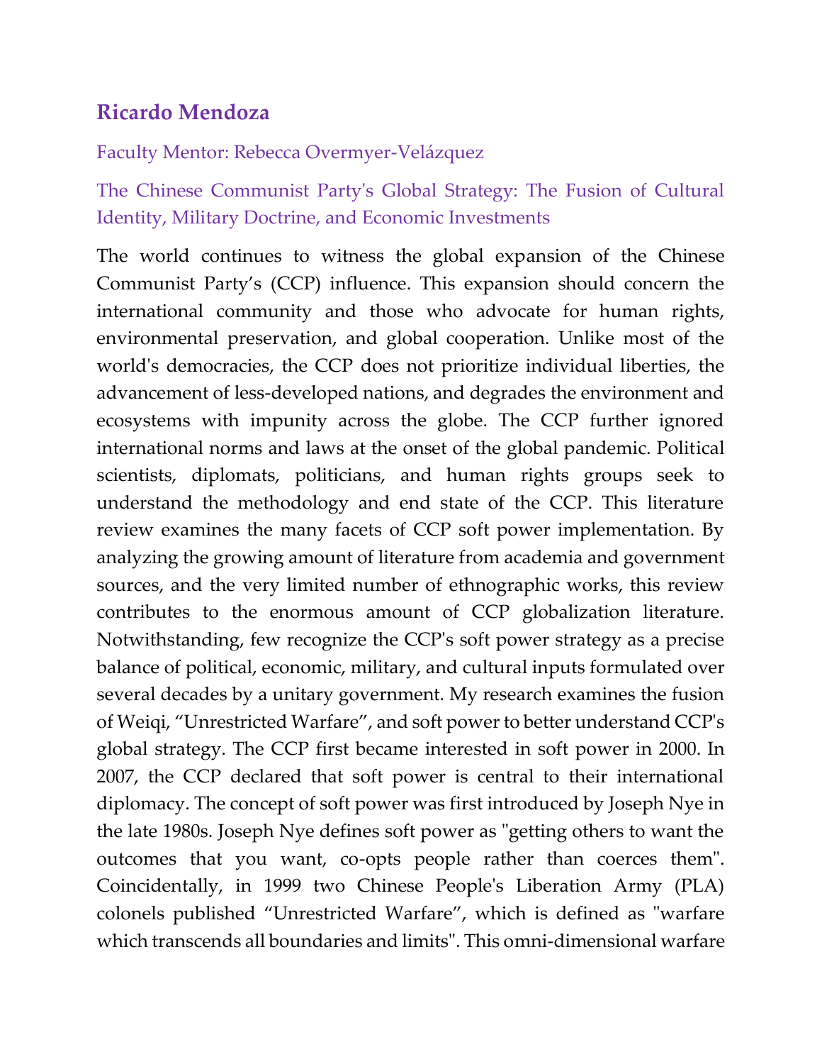## Ricardo Mendoza

Faculty Mentor: Rebecca Overmyer-Velázquez

### The Chinese Communist Party's Global Strategy: The Fusion of Cultural Identity, Military Doctrine, and Economic Investments

The world continues to witness the global expansion of the Chinese Communist Party's (CCP) influence. This expansion should concern the international community and those who advocate for human rights, environmental preservation, and global cooperation. Unlike most of the world's democracies, the CCP does not prioritize individual liberties, the advancement of less-developed nations, and degrades the environment and ecosystems with impunity across the globe. The CCP further ignored international norms and laws at the onset of the global pandemic. Political scientists, diplomats, politicians, and human rights groups seek to understand the methodology and end state of the CCP. This literature review examines the many facets of CCP soft power implementation. By analyzing the growing amount of literature from academia and government sources, and the very limited number of ethnographic works, this review contributes to the enormous amount of CCP globalization literature. Notwithstanding, few recognize the CCP's soft power strategy as a precise balance of political, economic, military, and cultural inputs formulated over several decades by a unitary government. My research examines the fusion of Weiqi, "Unrestricted Warfare", and soft power to better understand CCP's global strategy. The CCP first became interested in soft power in 2000. In 2007, the CCP declared that soft power is central to their international diplomacy. The concept of soft power was first introduced by Joseph Nye in the late 1980s. Joseph Nye defines soft power as "getting others to want the outcomes that you want, co-opts people rather than coerces them". Coincidentally, in 1999 two Chinese People's Liberation Army (PLA) colonels published "Unrestricted Warfare", which is defined as "warfare which transcends all boundaries and limits". This omni-dimensional warfare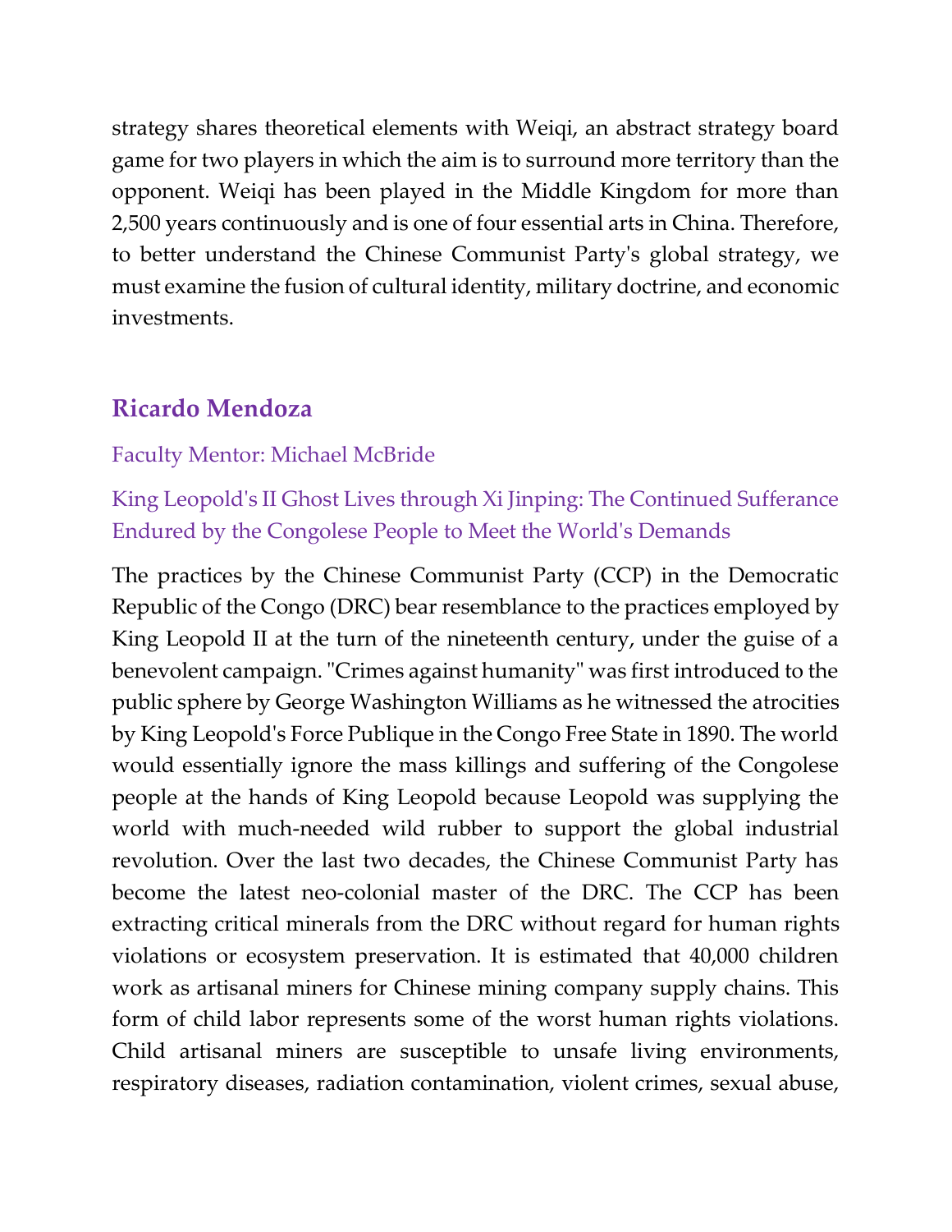strategy shares theoretical elements with Weiqi, an abstract strategy board game for two players in which the aim is to surround more territory than the opponent. Weiqi has been played in the Middle Kingdom for more than 2,500 years continuously and is one of four essential arts in China. Therefore, to better understand the Chinese Communist Party's global strategy, we must examine the fusion of cultural identity, military doctrine, and economic investments.

## Ricardo Mendoza

Faculty Mentor: Michael McBride

### King Leopold's II Ghost Lives through Xi Jinping: The Continued Sufferance Endured by the Congolese People to Meet the World's Demands

The practices by the Chinese Communist Party (CCP) in the Democratic Republic of the Congo (DRC) bear resemblance to the practices employed by King Leopold II at the turn of the nineteenth century, under the guise of a benevolent campaign. "Crimes against humanity" was first introduced to the public sphere by George Washington Williams as he witnessed the atrocities by King Leopold's Force Publique in the Congo Free State in 1890. The world would essentially ignore the mass killings and suffering of the Congolese people at the hands of King Leopold because Leopold was supplying the world with much-needed wild rubber to support the global industrial revolution. Over the last two decades, the Chinese Communist Party has become the latest neo-colonial master of the DRC. The CCP has been extracting critical minerals from the DRC without regard for human rights violations or ecosystem preservation. It is estimated that 40,000 children work as artisanal miners for Chinese mining company supply chains. This form of child labor represents some of the worst human rights violations. Child artisanal miners are susceptible to unsafe living environments, respiratory diseases, radiation contamination, violent crimes, sexual abuse,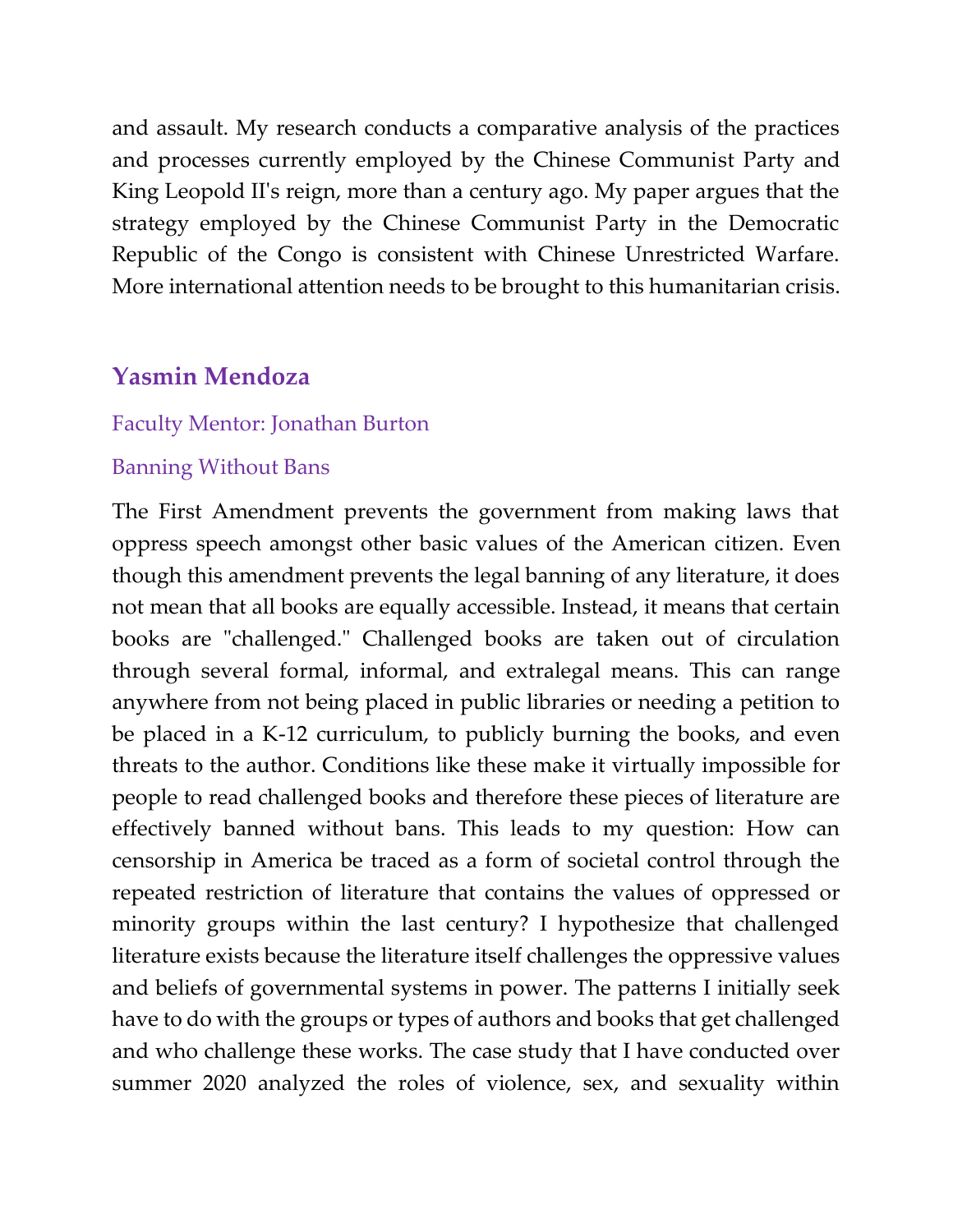and assault. My research conducts a comparative analysis of the practices and processes currently employed by the Chinese Communist Party and King Leopold II's reign, more than a century ago. My paper argues that the strategy employed by the Chinese Communist Party in the Democratic Republic of the Congo is consistent with Chinese Unrestricted Warfare. More international attention needs to be brought to this humanitarian crisis.

## Yasmin Mendoza

Faculty Mentor: Jonathan Burton

Banning Without Bans

The First Amendment prevents the government from making laws that oppress speech amongst other basic values of the American citizen. Even though this amendment prevents the legal banning of any literature, it does not mean that all books are equally accessible. Instead, it means that certain books are "challenged." Challenged books are taken out of circulation through several formal, informal, and extralegal means. This can range anywhere from not being placed in public libraries or needing a petition to be placed in a K-12 curriculum, to publicly burning the books, and even threats to the author. Conditions like these make it virtually impossible for people to read challenged books and therefore these pieces of literature are effectively banned without bans. This leads to my question: How can censorship in America be traced as a form of societal control through the repeated restriction of literature that contains the values of oppressed or minority groups within the last century? I hypothesize that challenged literature exists because the literature itself challenges the oppressive values and beliefs of governmental systems in power. The patterns I initially seek have to do with the groups or types of authors and books that get challenged and who challenge these works. The case study that I have conducted over summer 2020 analyzed the roles of violence, sex, and sexuality within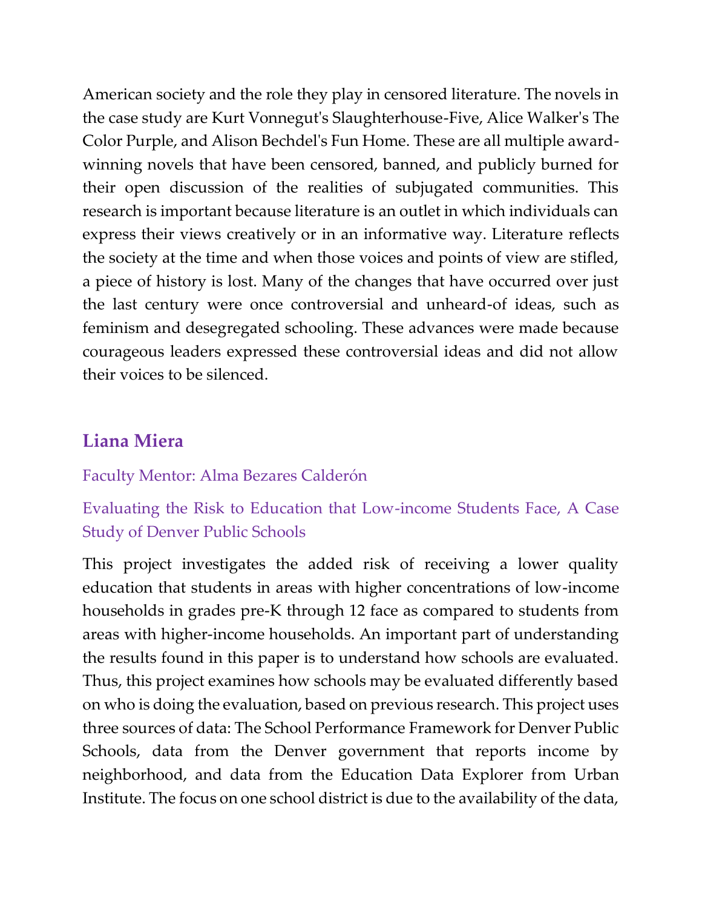American society and the role they play in censored literature. The novels in the case study are Kurt Vonnegut's Slaughterhouse-Five, Alice Walker's The Color Purple, and Alison Bechdel's Fun Home. These are all multiple award-winning novels that have been censored, banned, and publicly burned for their open discussion of the realities of subjugated communities. This research is important because literature is an outlet in which individuals can express their views creatively or in an informative way. Literature reflects the society at the time and when those voices and points of view are stifled, a piece of history is lost. Many of the changes that have occurred over just the last century were once controversial and unheard-of ideas, such as feminism and desegregated schooling. These advances were made because courageous leaders expressed these controversial ideas and did not allow their voices to be silenced.

## Liana Miera

Faculty Mentor: Alma Bezares Calderón

### Evaluating the Risk to Education that Low-income Students Face, A Case Study of Denver Public Schools

This project investigates the added risk of receiving a lower quality education that students in areas with higher concentrations of low-income households in grades pre-K through 12 face as compared to students from areas with higher-income households. An important part of understanding the results found in this paper is to understand how schools are evaluated. Thus, this project examines how schools may be evaluated differently based on who is doing the evaluation, based on previous research. This project uses three sources of data: The School Performance Framework for Denver Public Schools, data from the Denver government that reports income by neighborhood, and data from the Education Data Explorer from Urban Institute. The focus on one school district is due to the availability of the data,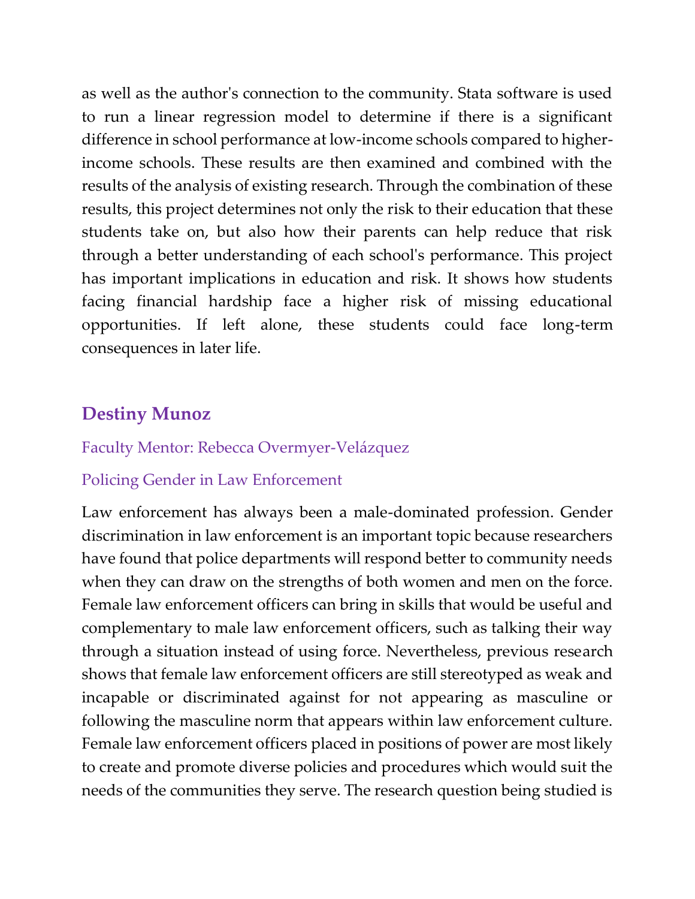as well as the author's connection to the community. Stata software is used to run a linear regression model to determine if there is a significant difference in school performance at low-income schools compared to higher-income schools. These results are then examined and combined with the results of the analysis of existing research. Through the combination of these results, this project determines not only the risk to their education that these students take on, but also how their parents can help reduce that risk through a better understanding of each school's performance. This project has important implications in education and risk. It shows how students facing financial hardship face a higher risk of missing educational opportunities. If left alone, these students could face long-term consequences in later life.

### Destiny Munoz

Faculty Mentor: Rebecca Overmyer-Velázquez

Policing Gender in Law Enforcement

Law enforcement has always been a male-dominated profession. Gender discrimination in law enforcement is an important topic because researchers have found that police departments will respond better to community needs when they can draw on the strengths of both women and men on the force. Female law enforcement officers can bring in skills that would be useful and complementary to male law enforcement officers, such as talking their way through a situation instead of using force. Nevertheless, previous research shows that female law enforcement officers are still stereotyped as weak and incapable or discriminated against for not appearing as masculine or following the masculine norm that appears within law enforcement culture. Female law enforcement officers placed in positions of power are most likely to create and promote diverse policies and procedures which would suit the needs of the communities they serve. The research question being studied is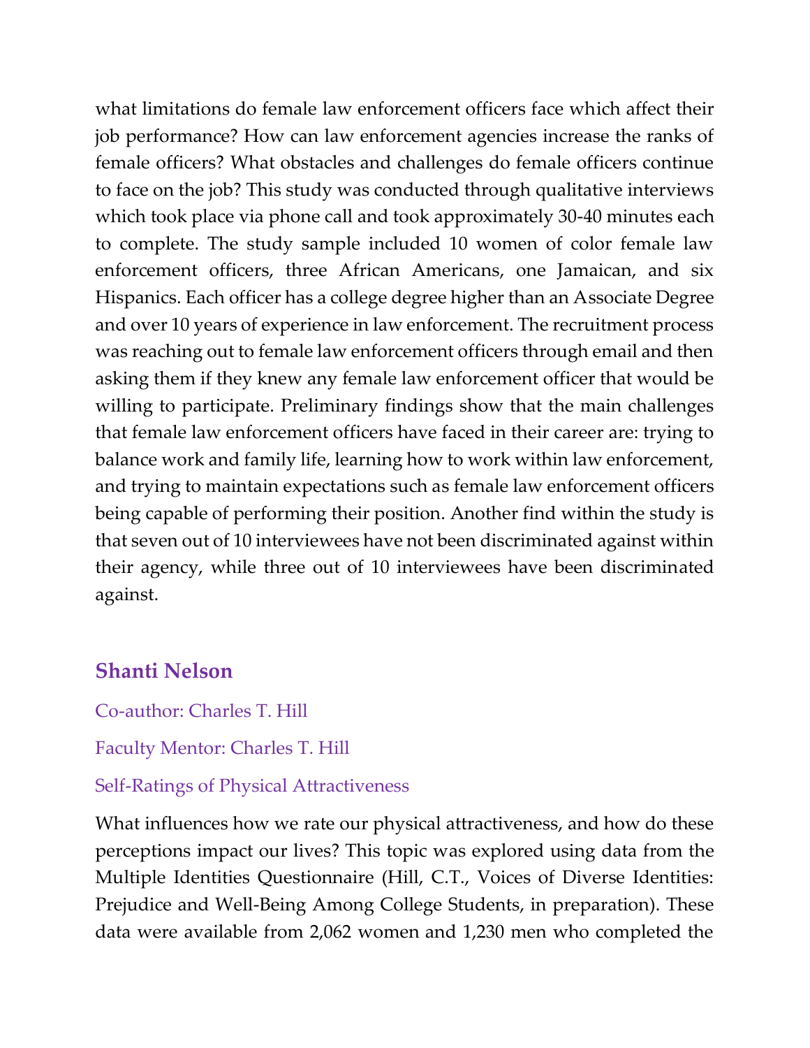what limitations do female law enforcement officers face which affect their job performance? How can law enforcement agencies increase the ranks of female officers? What obstacles and challenges do female officers continue to face on the job? This study was conducted through qualitative interviews which took place via phone call and took approximately 30-40 minutes each to complete. The study sample included 10 women of color female law enforcement officers, three African Americans, one Jamaican, and six Hispanics. Each officer has a college degree higher than an Associate Degree and over 10 years of experience in law enforcement. The recruitment process was reaching out to female law enforcement officers through email and then asking them if they knew any female law enforcement officer that would be willing to participate. Preliminary findings show that the main challenges that female law enforcement officers have faced in their career are: trying to balance work and family life, learning how to work within law enforcement, and trying to maintain expectations such as female law enforcement officers being capable of performing their position. Another find within the study is that seven out of 10 interviewees have not been discriminated against within their agency, while three out of 10 interviewees have been discriminated against.

## Shanti Nelson

Co-author: Charles T. Hill

Faculty Mentor: Charles T. Hill

Self-Ratings of Physical Attractiveness

What influences how we rate our physical attractiveness, and how do these perceptions impact our lives? This topic was explored using data from the Multiple Identities Questionnaire (Hill, C.T., Voices of Diverse Identities: Prejudice and Well-Being Among College Students, in preparation). These data were available from 2,062 women and 1,230 men who completed the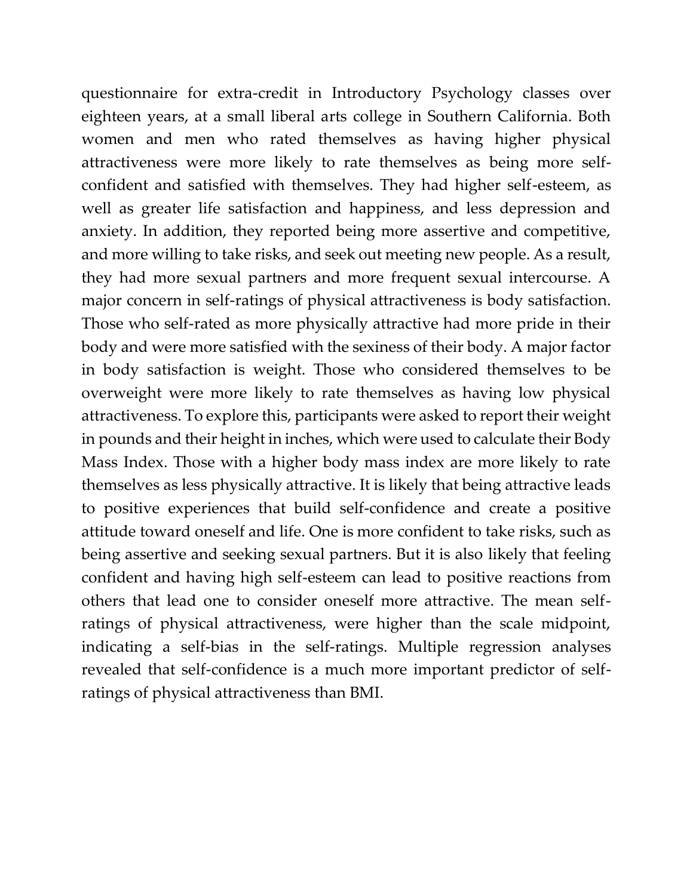questionnaire for extra-credit in Introductory Psychology classes over eighteen years, at a small liberal arts college in Southern California. Both women and men who rated themselves as having higher physical attractiveness were more likely to rate themselves as being more self-confident and satisfied with themselves. They had higher self-esteem, as well as greater life satisfaction and happiness, and less depression and anxiety. In addition, they reported being more assertive and competitive, and more willing to take risks, and seek out meeting new people. As a result, they had more sexual partners and more frequent sexual intercourse. A major concern in self-ratings of physical attractiveness is body satisfaction. Those who self-rated as more physically attractive had more pride in their body and were more satisfied with the sexiness of their body. A major factor in body satisfaction is weight. Those who considered themselves to be overweight were more likely to rate themselves as having low physical attractiveness. To explore this, participants were asked to report their weight in pounds and their height in inches, which were used to calculate their Body Mass Index. Those with a higher body mass index are more likely to rate themselves as less physically attractive. It is likely that being attractive leads to positive experiences that build self-confidence and create a positive attitude toward oneself and life. One is more confident to take risks, such as being assertive and seeking sexual partners. But it is also likely that feeling confident and having high self-esteem can lead to positive reactions from others that lead one to consider oneself more attractive. The mean self-ratings of physical attractiveness, were higher than the scale midpoint, indicating a self-bias in the self-ratings. Multiple regression analyses revealed that self-confidence is a much more important predictor of self-ratings of physical attractiveness than BMI.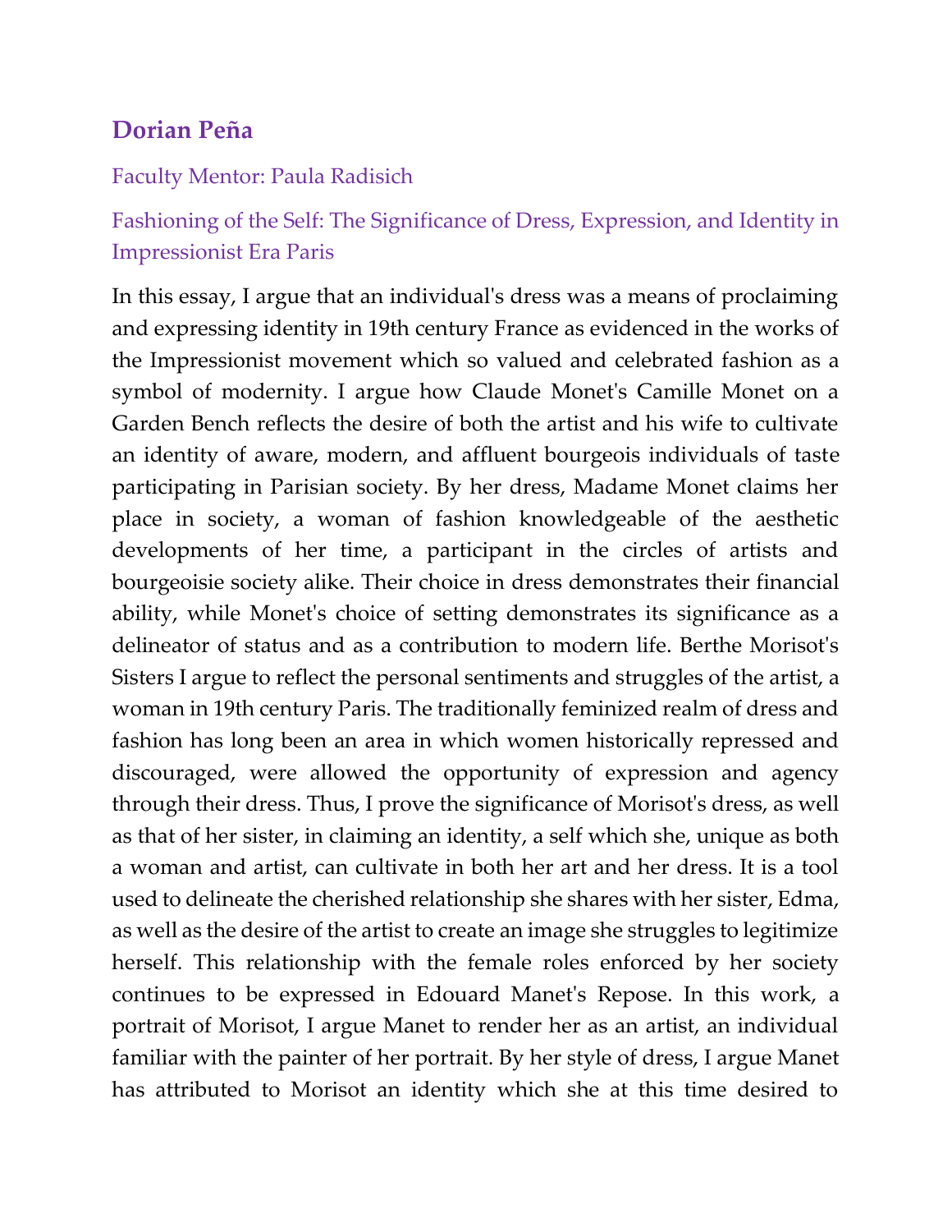## Dorian Peña

Faculty Mentor: Paula Radisich

### Fashioning of the Self: The Significance of Dress, Expression, and Identity in Impressionist Era Paris

In this essay, I argue that an individual's dress was a means of proclaiming and expressing identity in 19th century France as evidenced in the works of the Impressionist movement which so valued and celebrated fashion as a symbol of modernity. I argue how Claude Monet's Camille Monet on a Garden Bench reflects the desire of both the artist and his wife to cultivate an identity of aware, modern, and affluent bourgeois individuals of taste participating in Parisian society. By her dress, Madame Monet claims her place in society, a woman of fashion knowledgeable of the aesthetic developments of her time, a participant in the circles of artists and bourgeoisie society alike. Their choice in dress demonstrates their financial ability, while Monet's choice of setting demonstrates its significance as a delineator of status and as a contribution to modern life. Berthe Morisot's Sisters I argue to reflect the personal sentiments and struggles of the artist, a woman in 19th century Paris. The traditionally feminized realm of dress and fashion has long been an area in which women historically repressed and discouraged, were allowed the opportunity of expression and agency through their dress. Thus, I prove the significance of Morisot's dress, as well as that of her sister, in claiming an identity, a self which she, unique as both a woman and artist, can cultivate in both her art and her dress. It is a tool used to delineate the cherished relationship she shares with her sister, Edma, as well as the desire of the artist to create an image she struggles to legitimize herself. This relationship with the female roles enforced by her society continues to be expressed in Edouard Manet's Repose. In this work, a portrait of Morisot, I argue Manet to render her as an artist, an individual familiar with the painter of her portrait. By her style of dress, I argue Manet has attributed to Morisot an identity which she at this time desired to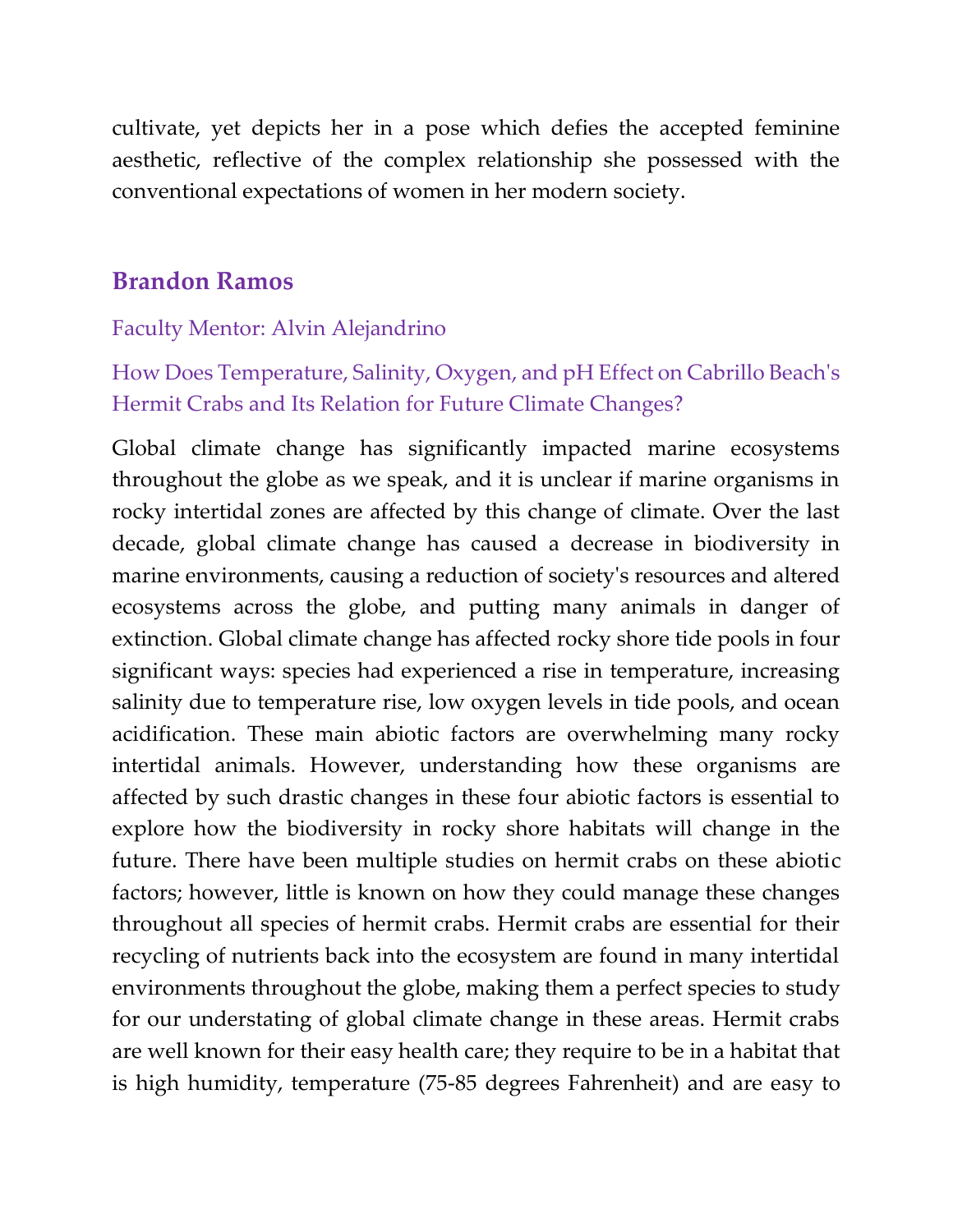cultivate, yet depicts her in a pose which defies the accepted feminine aesthetic, reflective of the complex relationship she possessed with the conventional expectations of women in her modern society.

## Brandon Ramos

Faculty Mentor: Alvin Alejandrino

### How Does Temperature, Salinity, Oxygen, and pH Effect on Cabrillo Beach's Hermit Crabs and Its Relation for Future Climate Changes?

Global climate change has significantly impacted marine ecosystems throughout the globe as we speak, and it is unclear if marine organisms in rocky intertidal zones are affected by this change of climate. Over the last decade, global climate change has caused a decrease in biodiversity in marine environments, causing a reduction of society's resources and altered ecosystems across the globe, and putting many animals in danger of extinction. Global climate change has affected rocky shore tide pools in four significant ways: species had experienced a rise in temperature, increasing salinity due to temperature rise, low oxygen levels in tide pools, and ocean acidification. These main abiotic factors are overwhelming many rocky intertidal animals. However, understanding how these organisms are affected by such drastic changes in these four abiotic factors is essential to explore how the biodiversity in rocky shore habitats will change in the future. There have been multiple studies on hermit crabs on these abiotic factors; however, little is known on how they could manage these changes throughout all species of hermit crabs. Hermit crabs are essential for their recycling of nutrients back into the ecosystem are found in many intertidal environments throughout the globe, making them a perfect species to study for our understating of global climate change in these areas. Hermit crabs are well known for their easy health care; they require to be in a habitat that is high humidity, temperature (75-85 degrees Fahrenheit) and are easy to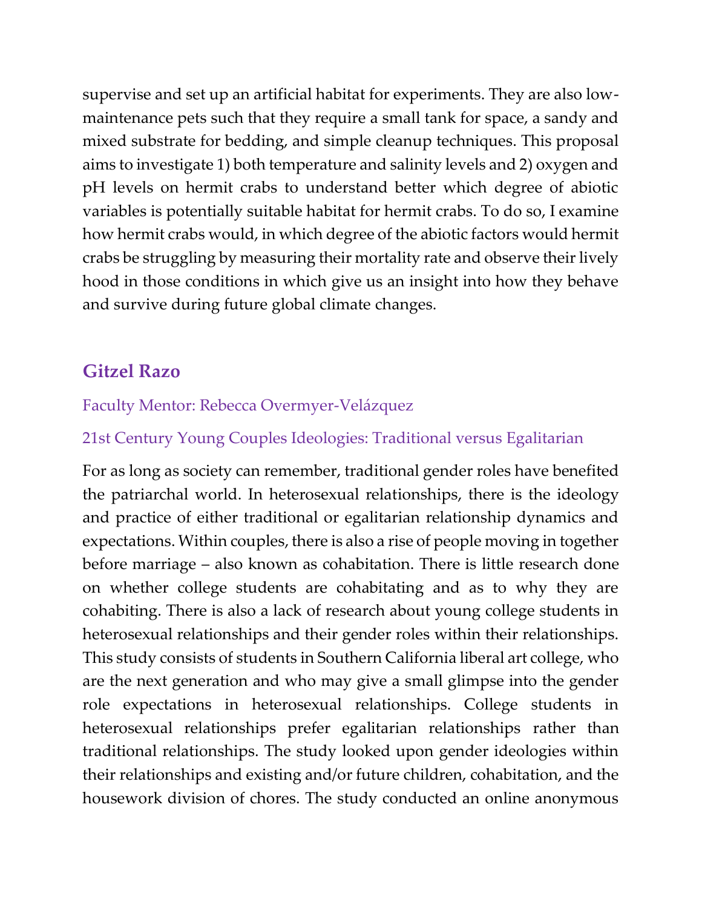supervise and set up an artificial habitat for experiments. They are also low-maintenance pets such that they require a small tank for space, a sandy and mixed substrate for bedding, and simple cleanup techniques. This proposal aims to investigate 1) both temperature and salinity levels and 2) oxygen and pH levels on hermit crabs to understand better which degree of abiotic variables is potentially suitable habitat for hermit crabs. To do so, I examine how hermit crabs would, in which degree of the abiotic factors would hermit crabs be struggling by measuring their mortality rate and observe their lively hood in those conditions in which give us an insight into how they behave and survive during future global climate changes.

## Gitzel Razo

Faculty Mentor: Rebecca Overmyer-Velázquez

21st Century Young Couples Ideologies: Traditional versus Egalitarian

For as long as society can remember, traditional gender roles have benefited the patriarchal world. In heterosexual relationships, there is the ideology and practice of either traditional or egalitarian relationship dynamics and expectations. Within couples, there is also a rise of people moving in together before marriage – also known as cohabitation. There is little research done on whether college students are cohabitating and as to why they are cohabiting. There is also a lack of research about young college students in heterosexual relationships and their gender roles within their relationships. This study consists of students in Southern California liberal art college, who are the next generation and who may give a small glimpse into the gender role expectations in heterosexual relationships. College students in heterosexual relationships prefer egalitarian relationships rather than traditional relationships. The study looked upon gender ideologies within their relationships and existing and/or future children, cohabitation, and the housework division of chores. The study conducted an online anonymous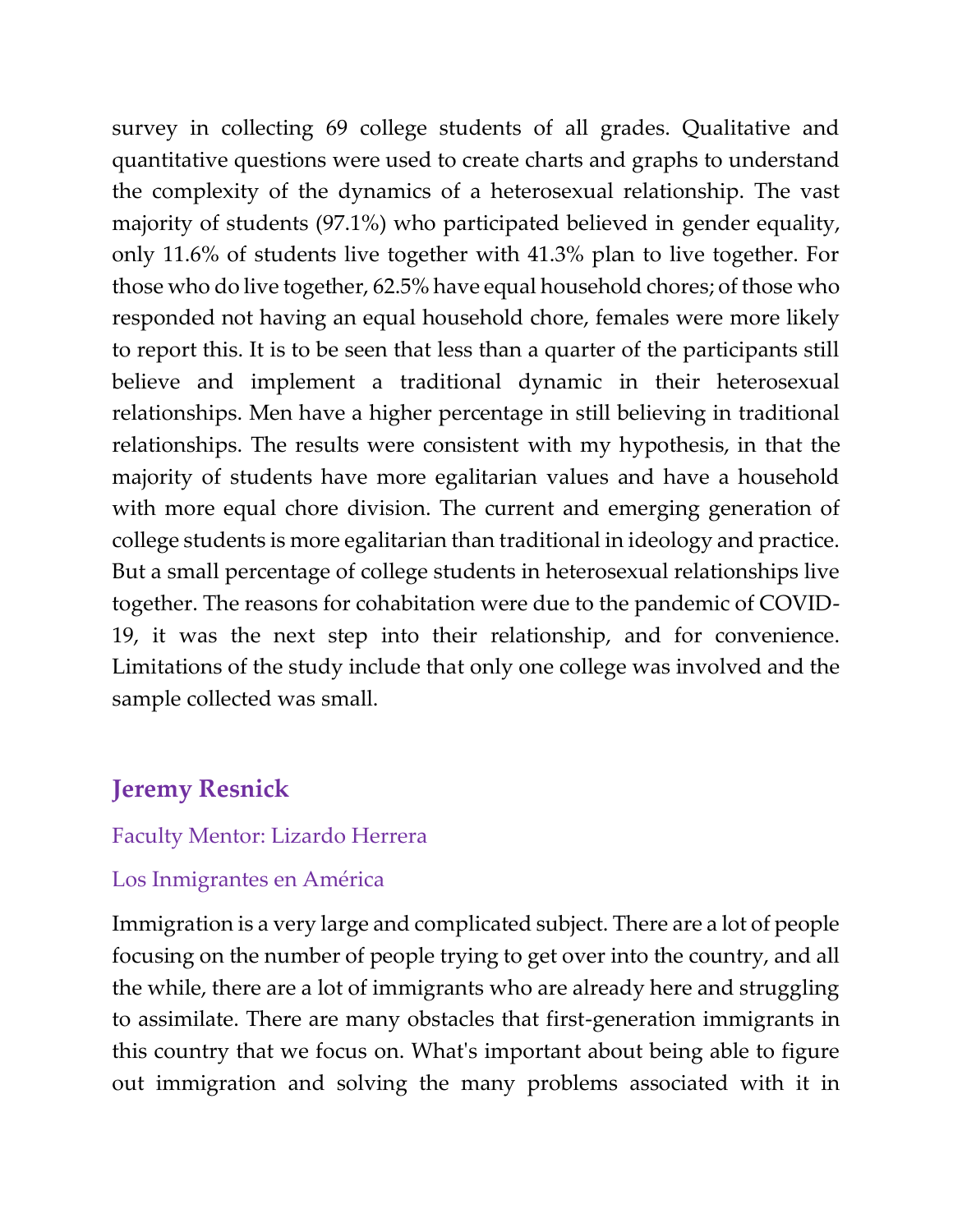survey in collecting 69 college students of all grades. Qualitative and quantitative questions were used to create charts and graphs to understand the complexity of the dynamics of a heterosexual relationship. The vast majority of students (97.1%) who participated believed in gender equality, only 11.6% of students live together with 41.3% plan to live together. For those who do live together, 62.5% have equal household chores; of those who responded not having an equal household chore, females were more likely to report this. It is to be seen that less than a quarter of the participants still believe and implement a traditional dynamic in their heterosexual relationships. Men have a higher percentage in still believing in traditional relationships. The results were consistent with my hypothesis, in that the majority of students have more egalitarian values and have a household with more equal chore division. The current and emerging generation of college students is more egalitarian than traditional in ideology and practice. But a small percentage of college students in heterosexual relationships live together. The reasons for cohabitation were due to the pandemic of COVID-19, it was the next step into their relationship, and for convenience. Limitations of the study include that only one college was involved and the sample collected was small.

## Jeremy Resnick

Faculty Mentor: Lizardo Herrera

Los Inmigrantes en América

Immigration is a very large and complicated subject. There are a lot of people focusing on the number of people trying to get over into the country, and all the while, there are a lot of immigrants who are already here and struggling to assimilate. There are many obstacles that first-generation immigrants in this country that we focus on. What's important about being able to figure out immigration and solving the many problems associated with it in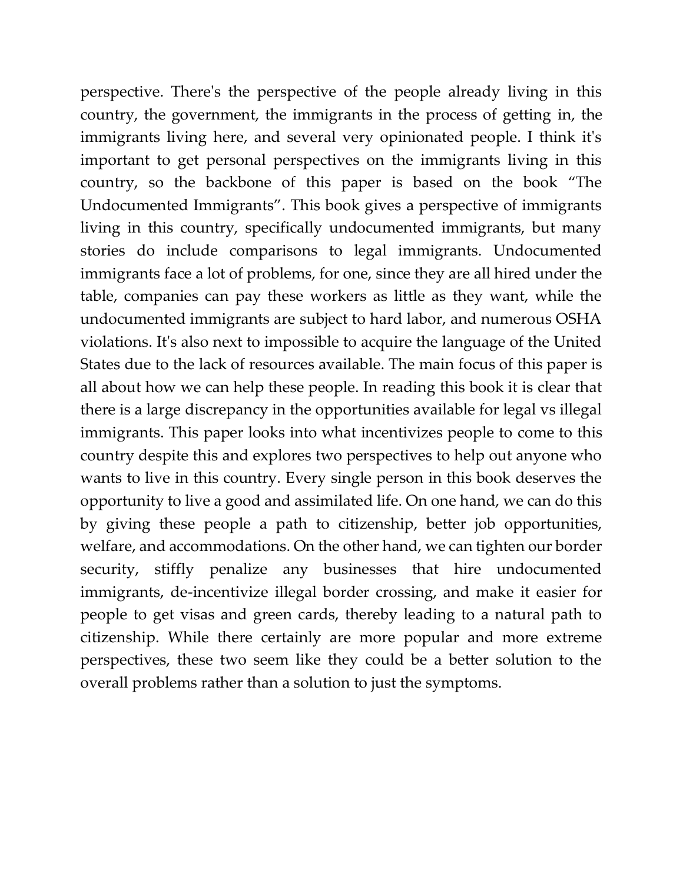perspective. There's the perspective of the people already living in this country, the government, the immigrants in the process of getting in, the immigrants living here, and several very opinionated people. I think it's important to get personal perspectives on the immigrants living in this country, so the backbone of this paper is based on the book "The Undocumented Immigrants". This book gives a perspective of immigrants living in this country, specifically undocumented immigrants, but many stories do include comparisons to legal immigrants. Undocumented immigrants face a lot of problems, for one, since they are all hired under the table, companies can pay these workers as little as they want, while the undocumented immigrants are subject to hard labor, and numerous OSHA violations. It's also next to impossible to acquire the language of the United States due to the lack of resources available. The main focus of this paper is all about how we can help these people. In reading this book it is clear that there is a large discrepancy in the opportunities available for legal vs illegal immigrants. This paper looks into what incentivizes people to come to this country despite this and explores two perspectives to help out anyone who wants to live in this country. Every single person in this book deserves the opportunity to live a good and assimilated life. On one hand, we can do this by giving these people a path to citizenship, better job opportunities, welfare, and accommodations. On the other hand, we can tighten our border security, stiffly penalize any businesses that hire undocumented immigrants, de-incentivize illegal border crossing, and make it easier for people to get visas and green cards, thereby leading to a natural path to citizenship. While there certainly are more popular and more extreme perspectives, these two seem like they could be a better solution to the overall problems rather than a solution to just the symptoms.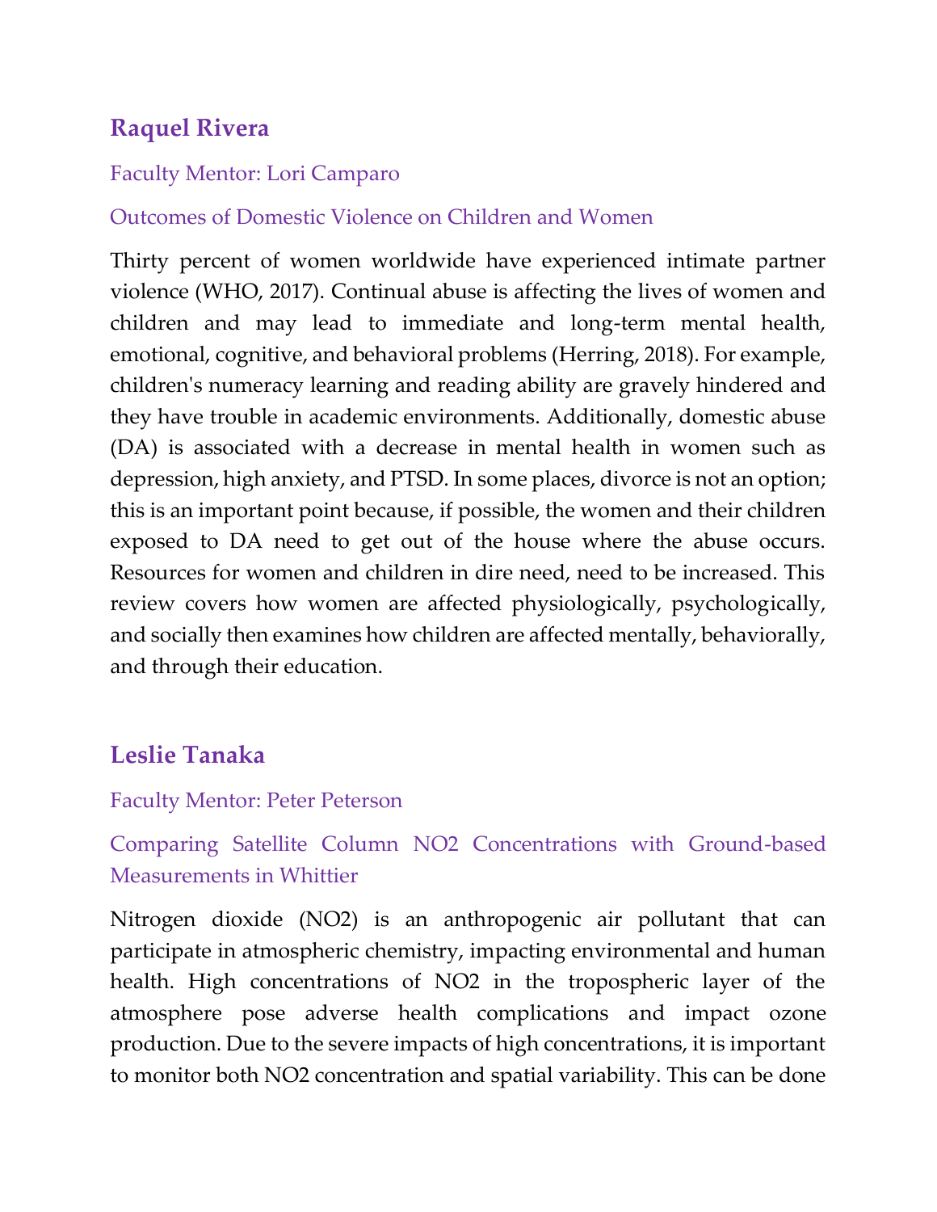## Raquel Rivera

Faculty Mentor: Lori Camparo

### Outcomes of Domestic Violence on Children and Women

Thirty percent of women worldwide have experienced intimate partner violence (WHO, 2017). Continual abuse is affecting the lives of women and children and may lead to immediate and long-term mental health, emotional, cognitive, and behavioral problems (Herring, 2018). For example, children's numeracy learning and reading ability are gravely hindered and they have trouble in academic environments. Additionally, domestic abuse (DA) is associated with a decrease in mental health in women such as depression, high anxiety, and PTSD. In some places, divorce is not an option; this is an important point because, if possible, the women and their children exposed to DA need to get out of the house where the abuse occurs. Resources for women and children in dire need, need to be increased. This review covers how women are affected physiologically, psychologically, and socially then examines how children are affected mentally, behaviorally, and through their education.

## Leslie Tanaka

Faculty Mentor: Peter Peterson

### Comparing Satellite Column $NO_2$ Concentrations with Ground-based Measurements in Whittier

Nitrogen dioxide ($NO_2$) is an anthropogenic air pollutant that can participate in atmospheric chemistry, impacting environmental and human health. High concentrations of $NO_2$ in the tropospheric layer of the atmosphere pose adverse health complications and impact ozone production. Due to the severe impacts of high concentrations, it is important to monitor both $NO_2$ concentration and spatial variability. This can be done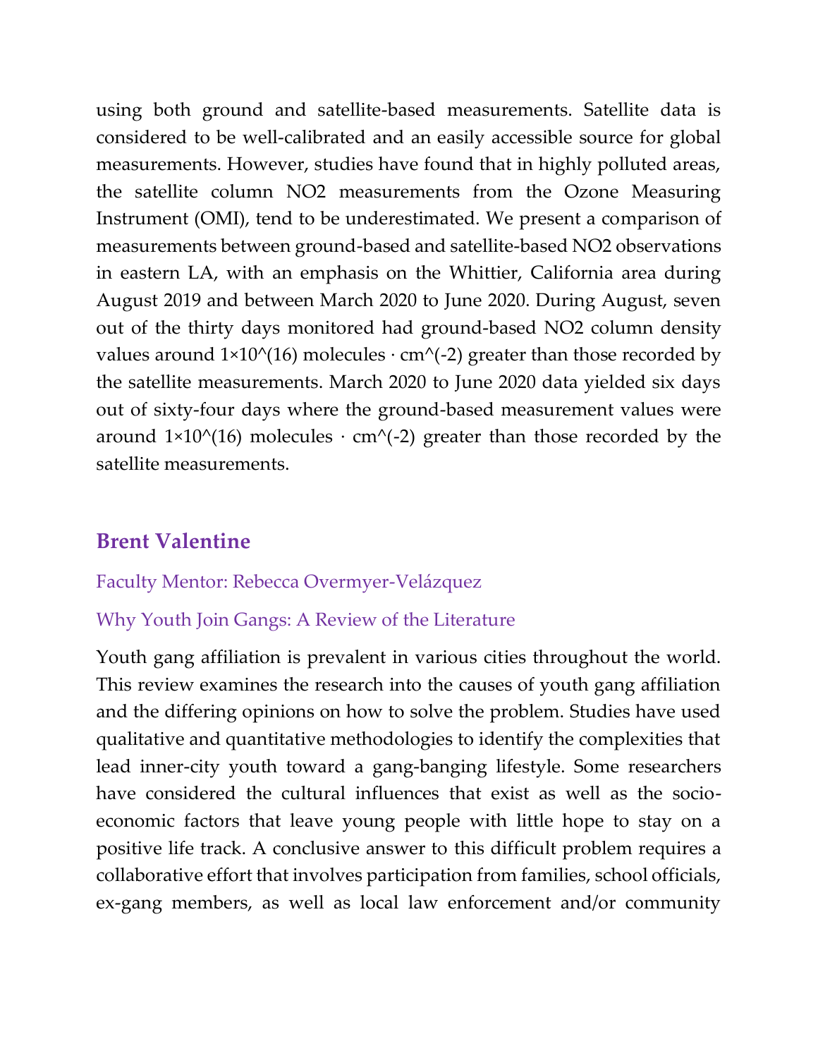using both ground and satellite-based measurements. Satellite data is considered to be well-calibrated and an easily accessible source for global measurements. However, studies have found that in highly polluted areas, the satellite column $NO_2$ measurements from the Ozone Measuring Instrument (OMI), tend to be underestimated. We present a comparison of measurements between ground-based and satellite-based $NO_2$ observations in eastern LA, with an emphasis on the Whittier, California area during August 2019 and between March 2020 to June 2020. During August, seven out of the thirty days monitored had ground-based $NO_2$ column density values around $1\times10^{16}$ molecules · $cm^{-2}$ greater than those recorded by the satellite measurements. March 2020 to June 2020 data yielded six days out of sixty-four days where the ground-based measurement values were around $1\times10^{16}$ molecules · $cm^{-2}$ greater than those recorded by the satellite measurements.

## Brent Valentine

Faculty Mentor: Rebecca Overmyer-Velázquez

Why Youth Join Gangs: A Review of the Literature

Youth gang affiliation is prevalent in various cities throughout the world. This review examines the research into the causes of youth gang affiliation and the differing opinions on how to solve the problem. Studies have used qualitative and quantitative methodologies to identify the complexities that lead inner-city youth toward a gang-banging lifestyle. Some researchers have considered the cultural influences that exist as well as the socio-economic factors that leave young people with little hope to stay on a positive life track. A conclusive answer to this difficult problem requires a collaborative effort that involves participation from families, school officials, ex-gang members, as well as local law enforcement and/or community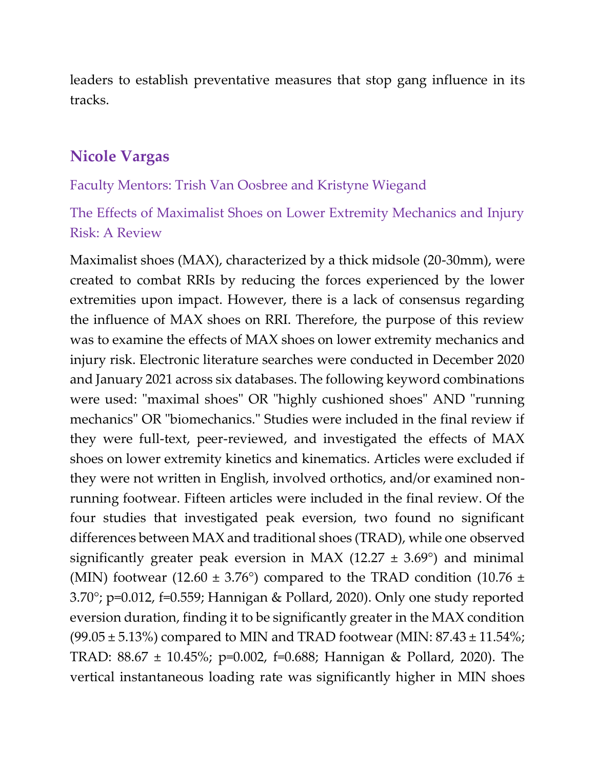leaders to establish preventative measures that stop gang influence in its tracks.

## Nicole Vargas

Faculty Mentors: Trish Van Oosbree and Kristyne Wiegand

### The Effects of Maximalist Shoes on Lower Extremity Mechanics and Injury Risk: A Review

Maximalist shoes (MAX), characterized by a thick midsole (20-30mm), were created to combat RRIs by reducing the forces experienced by the lower extremities upon impact. However, there is a lack of consensus regarding the influence of MAX shoes on RRI. Therefore, the purpose of this review was to examine the effects of MAX shoes on lower extremity mechanics and injury risk. Electronic literature searches were conducted in December 2020 and January 2021 across six databases. The following keyword combinations were used: "maximal shoes" OR "highly cushioned shoes" AND "running mechanics" OR "biomechanics." Studies were included in the final review if they were full-text, peer-reviewed, and investigated the effects of MAX shoes on lower extremity kinetics and kinematics. Articles were excluded if they were not written in English, involved orthotics, and/or examined non-running footwear. Fifteen articles were included in the final review. Of the four studies that investigated peak eversion, two found no significant differences between MAX and traditional shoes (TRAD), while one observed significantly greater peak eversion in MAX (12.27 ± 3.69°) and minimal (MIN) footwear (12.60 ± 3.76°) compared to the TRAD condition (10.76 ± 3.70°; $p=0.012$, $f=0.559$; Hannigan & Pollard, 2020). Only one study reported eversion duration, finding it to be significantly greater in the MAX condition (99.05 ± 5.13%) compared to MIN and TRAD footwear (MIN: 87.43 ± 11.54%; TRAD: 88.67 ± 10.45%; $p=0.002$, $f=0.688$; Hannigan & Pollard, 2020). The vertical instantaneous loading rate was significantly higher in MIN shoes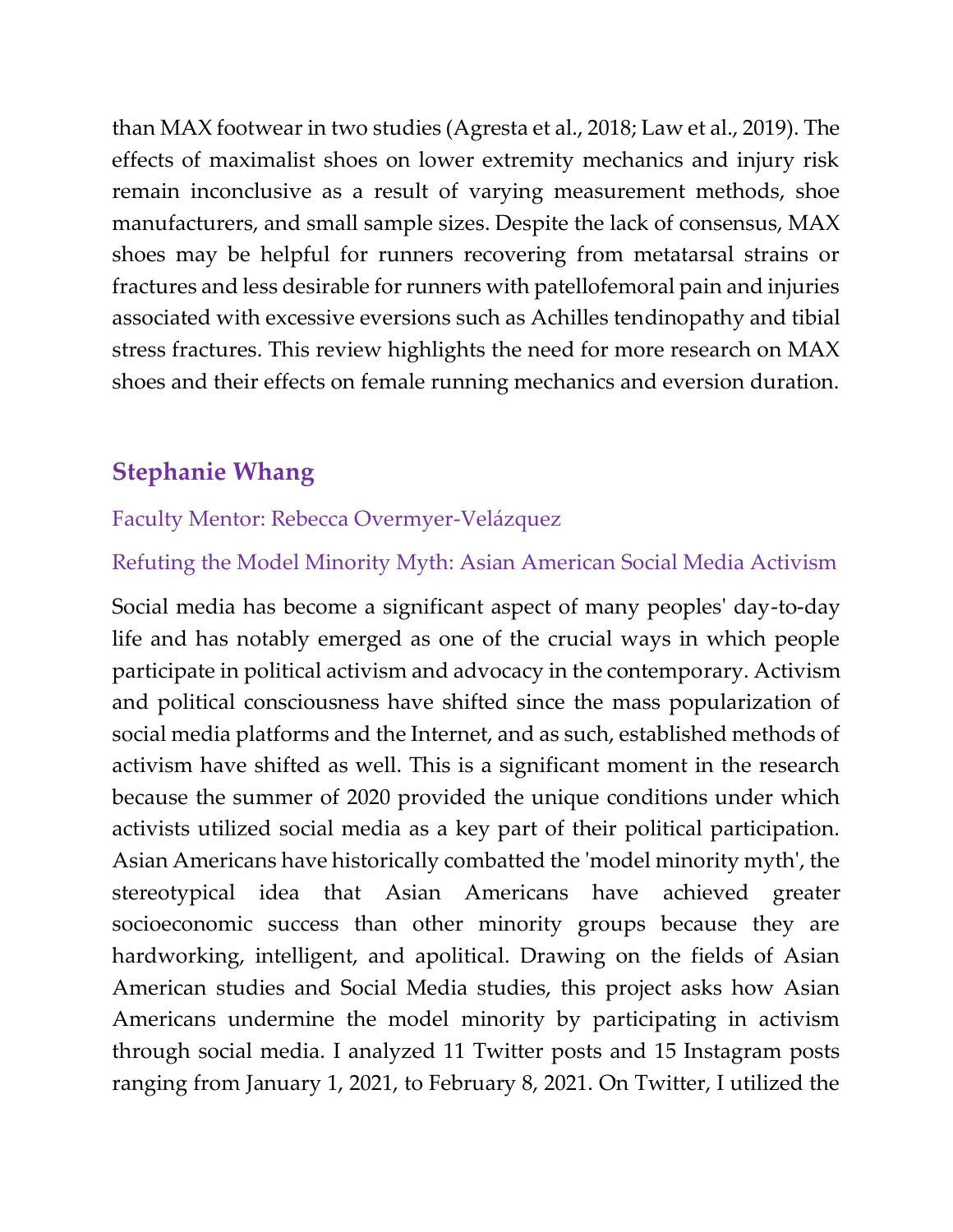than MAX footwear in two studies (Agresta et al., 2018; Law et al., 2019). The effects of maximalist shoes on lower extremity mechanics and injury risk remain inconclusive as a result of varying measurement methods, shoe manufacturers, and small sample sizes. Despite the lack of consensus, MAX shoes may be helpful for runners recovering from metatarsal strains or fractures and less desirable for runners with patellofemoral pain and injuries associated with excessive eversions such as Achilles tendinopathy and tibial stress fractures. This review highlights the need for more research on MAX shoes and their effects on female running mechanics and eversion duration.

## Stephanie Whang

Faculty Mentor: Rebecca Overmyer-Velázquez

Refuting the Model Minority Myth: Asian American Social Media Activism

Social media has become a significant aspect of many peoples' day-to-day life and has notably emerged as one of the crucial ways in which people participate in political activism and advocacy in the contemporary. Activism and political consciousness have shifted since the mass popularization of social media platforms and the Internet, and as such, established methods of activism have shifted as well. This is a significant moment in the research because the summer of 2020 provided the unique conditions under which activists utilized social media as a key part of their political participation. Asian Americans have historically combatted the 'model minority myth', the stereotypical idea that Asian Americans have achieved greater socioeconomic success than other minority groups because they are hardworking, intelligent, and apolitical. Drawing on the fields of Asian American studies and Social Media studies, this project asks how Asian Americans undermine the model minority by participating in activism through social media. I analyzed 11 Twitter posts and 15 Instagram posts ranging from January 1, 2021, to February 8, 2021. On Twitter, I utilized the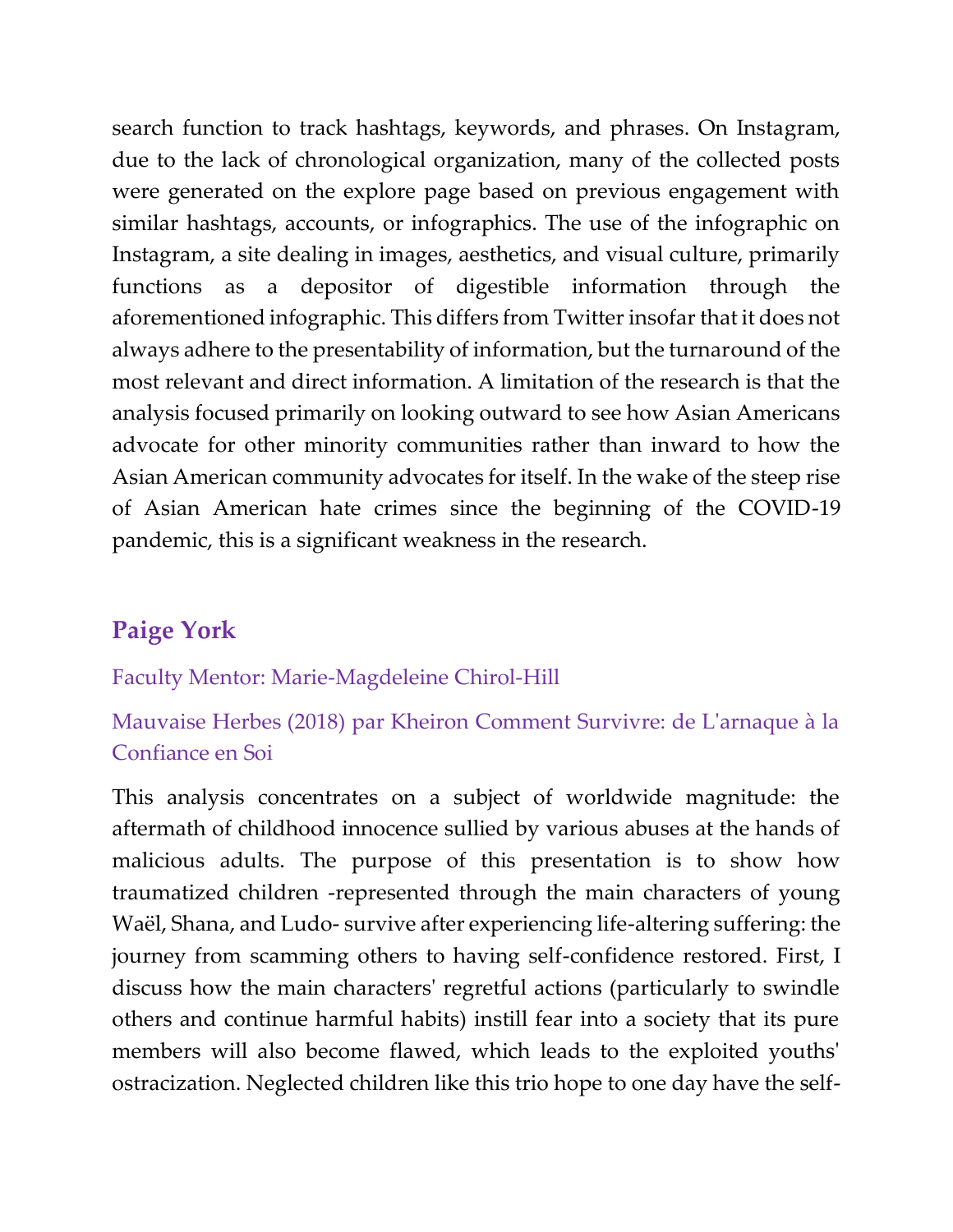search function to track hashtags, keywords, and phrases. On Instagram, due to the lack of chronological organization, many of the collected posts were generated on the explore page based on previous engagement with similar hashtags, accounts, or infographics. The use of the infographic on Instagram, a site dealing in images, aesthetics, and visual culture, primarily functions as a depositor of digestible information through the aforementioned infographic. This differs from Twitter insofar that it does not always adhere to the presentability of information, but the turnaround of the most relevant and direct information. A limitation of the research is that the analysis focused primarily on looking outward to see how Asian Americans advocate for other minority communities rather than inward to how the Asian American community advocates for itself. In the wake of the steep rise of Asian American hate crimes since the beginning of the COVID-19 pandemic, this is a significant weakness in the research.

## Paige York

Faculty Mentor: Marie-Magdeleine Chirol-Hill

Mauvaise Herbes (2018) par Kheiron Comment Survivre: de L'arnaque à la Confiance en Soi

This analysis concentrates on a subject of worldwide magnitude: the aftermath of childhood innocence sullied by various abuses at the hands of malicious adults. The purpose of this presentation is to show how traumatized children -represented through the main characters of young Waël, Shana, and Ludo- survive after experiencing life-altering suffering: the journey from scamming others to having self-confidence restored. First, I discuss how the main characters' regretful actions (particularly to swindle others and continue harmful habits) instill fear into a society that its pure members will also become flawed, which leads to the exploited youths' ostracization. Neglected children like this trio hope to one day have the self-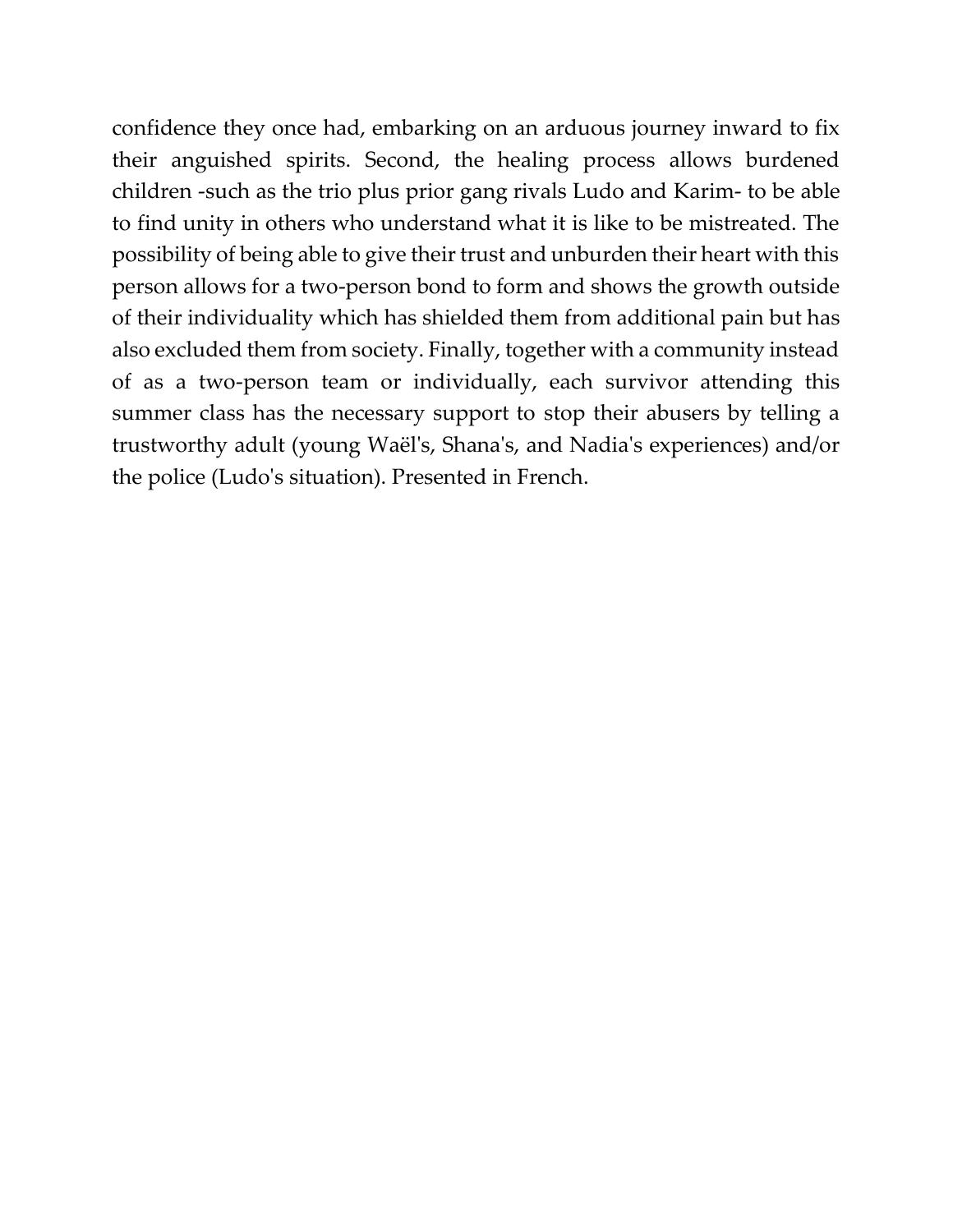confidence they once had, embarking on an arduous journey inward to fix their anguished spirits. Second, the healing process allows burdened children -such as the trio plus prior gang rivals Ludo and Karim- to be able to find unity in others who understand what it is like to be mistreated. The possibility of being able to give their trust and unburden their heart with this person allows for a two-person bond to form and shows the growth outside of their individuality which has shielded them from additional pain but has also excluded them from society. Finally, together with a community instead of as a two-person team or individually, each survivor attending this summer class has the necessary support to stop their abusers by telling a trustworthy adult (young Waël's, Shana's, and Nadia's experiences) and/or the police (Ludo's situation). Presented in French.